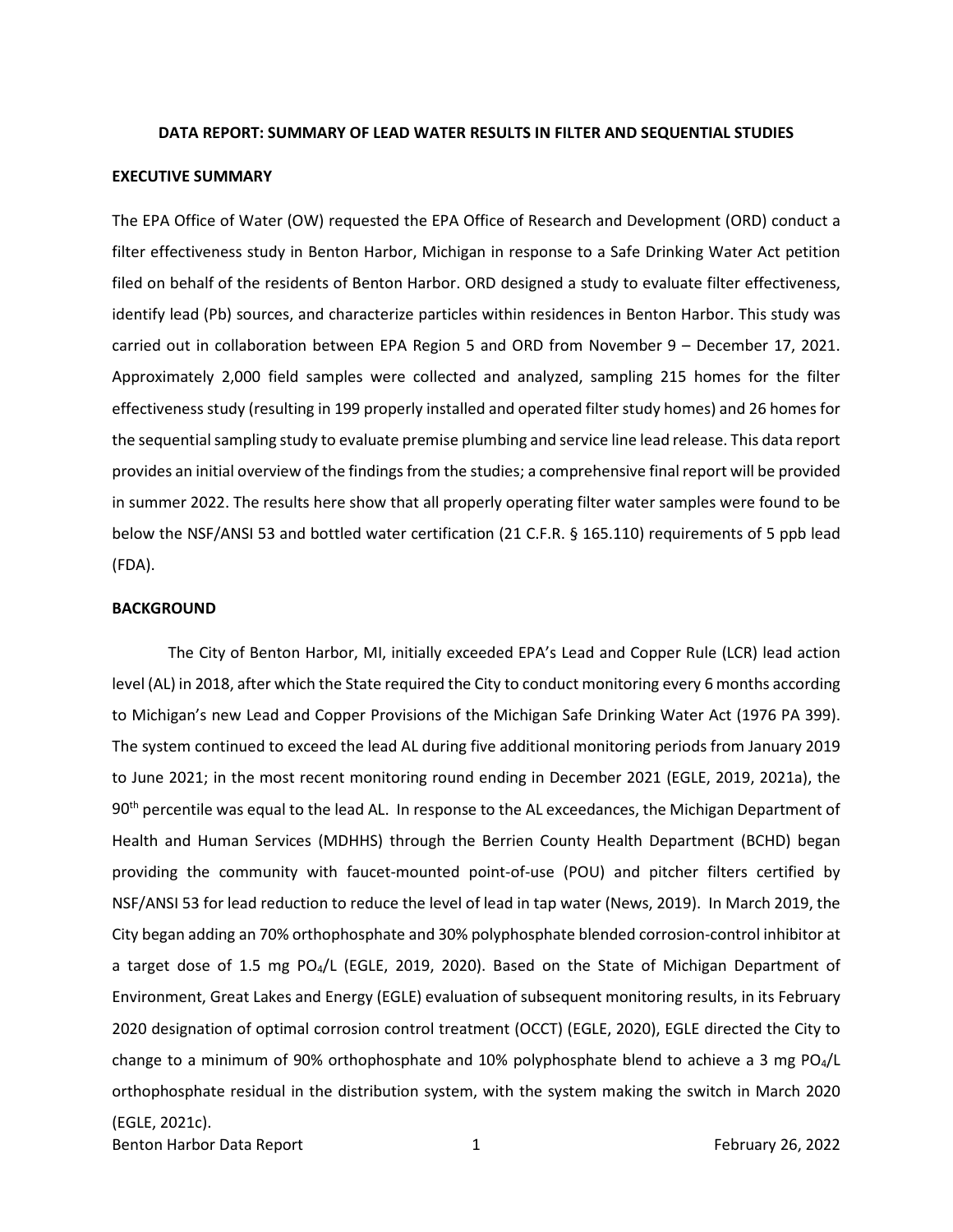## DATA REPORT: SUMMARY OF LEAD WATER RESULTS IN FILTER AND SEQUENTIAL STUDIES

### EXECUTIVE SUMMARY

The EPA Office of Water (OW) requested the EPA Office of Research and Development (ORD) conduct a filter effectiveness study in Benton Harbor, Michigan in response to a Safe Drinking Water Act petition filed on behalf of the residents of Benton Harbor. ORD designed a study to evaluate filter effectiveness, identify lead (Pb) sources, and characterize particles within residences in Benton Harbor. This study was carried out in collaboration between EPA Region 5 and ORD from November 9 – December 17, 2021. Approximately 2,000 field samples were collected and analyzed, sampling 215 homes for the filter effectiveness study (resulting in 199 properly installed and operated filter study homes) and 26 homes for the sequential sampling study to evaluate premise plumbing and service line lead release. This data report provides an initial overview of the findings from the studies; a comprehensive final report will be provided in summer 2022. The results here show that all properly operating filter water samples were found to be below the NSF/ANSI 53 and bottled water certification (21 C.F.R. § 165.110) requirements of 5 ppb lead (FDA).

### BACKGROUND

The City of Benton Harbor, MI, initially exceeded EPA's Lead and Copper Rule (LCR) lead action level (AL) in 2018, after which the State required the City to conduct monitoring every 6 months according to Michigan's new Lead and Copper Provisions of the Michigan Safe Drinking Water Act (1976 PA 399). The system continued to exceed the lead AL during five additional monitoring periods from January 2019 to June 2021; in the most recent monitoring round ending in December 2021 (EGLE, 2019, 2021a), the 90th percentile was equal to the lead AL. In response to the AL exceedances, the Michigan Department of Health and Human Services (MDHHS) through the Berrien County Health Department (BCHD) began providing the community with faucet-mounted point-of-use (POU) and pitcher filters certified by NSF/ANSI 53 for lead reduction to reduce the level of lead in tap water (News, 2019). In March 2019, the City began adding an 70% orthophosphate and 30% polyphosphate blended corrosion-control inhibitor at a target dose of 1.5 mg $PO_4$/L (EGLE, 2019, 2020). Based on the State of Michigan Department of Environment, Great Lakes and Energy (EGLE) evaluation of subsequent monitoring results, in its February 2020 designation of optimal corrosion control treatment (OCCT) (EGLE, 2020), EGLE directed the City to change to a minimum of 90% orthophosphate and 10% polyphosphate blend to achieve a 3 mg $PO_4$/L orthophosphate residual in the distribution system, with the system making the switch in March 2020 (EGLE, 2021c).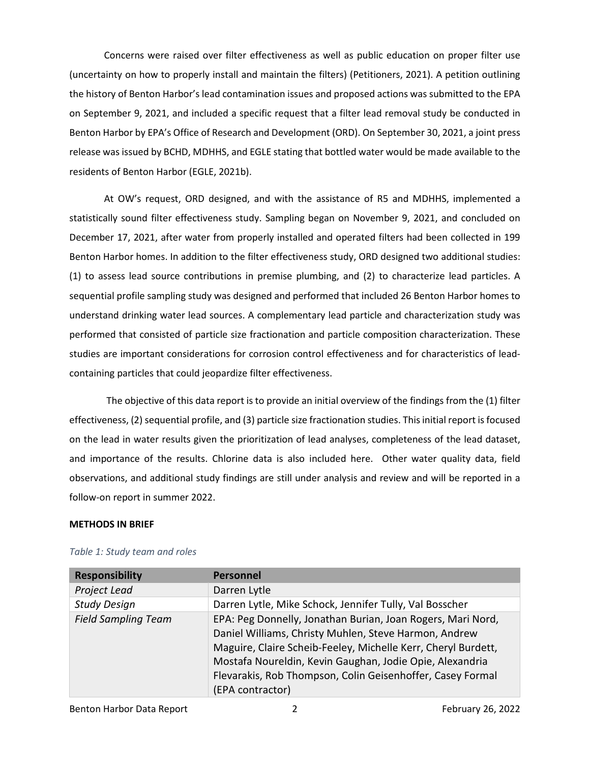Concerns were raised over filter effectiveness as well as public education on proper filter use (uncertainty on how to properly install and maintain the filters) (Petitioners, 2021). A petition outlining the history of Benton Harbor's lead contamination issues and proposed actions was submitted to the EPA on September 9, 2021, and included a specific request that a filter lead removal study be conducted in Benton Harbor by EPA's Office of Research and Development (ORD). On September 30, 2021, a joint press release was issued by BCHD, MDHHS, and EGLE stating that bottled water would be made available to the residents of Benton Harbor (EGLE, 2021b).

At OW's request, ORD designed, and with the assistance of R5 and MDHHS, implemented a statistically sound filter effectiveness study. Sampling began on November 9, 2021, and concluded on December 17, 2021, after water from properly installed and operated filters had been collected in 199 Benton Harbor homes. In addition to the filter effectiveness study, ORD designed two additional studies: (1) to assess lead source contributions in premise plumbing, and (2) to characterize lead particles. A sequential profile sampling study was designed and performed that included 26 Benton Harbor homes to understand drinking water lead sources. A complementary lead particle and characterization study was performed that consisted of particle size fractionation and particle composition characterization. These studies are important considerations for corrosion control effectiveness and for characteristics of lead-containing particles that could jeopardize filter effectiveness.

The objective of this data report is to provide an initial overview of the findings from the (1) filter effectiveness, (2) sequential profile, and (3) particle size fractionation studies. This initial report is focused on the lead in water results given the prioritization of lead analyses, completeness of the lead dataset, and importance of the results. Chlorine data is also included here. Other water quality data, field observations, and additional study findings are still under analysis and review and will be reported in a follow-on report in summer 2022.

**METHODS IN BRIEF**

*Table 1: Study team and roles*

| Responsibility | Personnel |
|---|---|
| *Project Lead* | Darren Lytle |
| *Study Design* | Darren Lytle, Mike Schock, Jennifer Tully, Val Bosscher |
| *Field Sampling Team* | EPA: Peg Donnelly, Jonathan Burian, Joan Rogers, Mari Nord, Daniel Williams, Christy Muhlen, Steve Harmon, Andrew Maguire, Claire Scheib-Feeley, Michelle Kerr, Cheryl Burdett, Mostafa Noureldin, Kevin Gaughan, Jodie Opie, Alexandria Flevarakis, Rob Thompson, Colin Geisenhoffer, Casey Formal (EPA contractor) |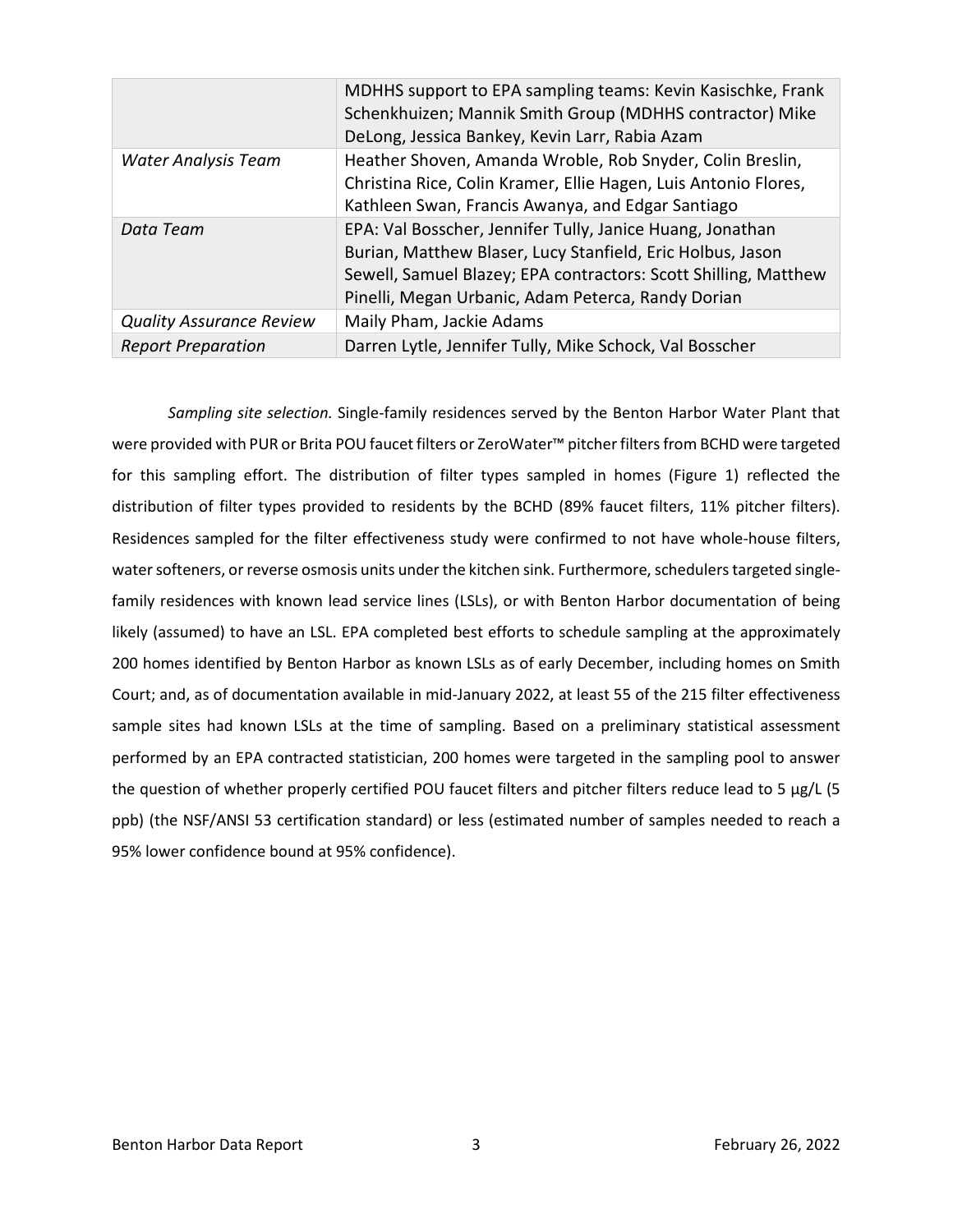| | |
|---|---|
| | MDHHS support to EPA sampling teams: Kevin Kasischke, Frank Schenkhuizen; Mannik Smith Group (MDHHS contractor) Mike DeLong, Jessica Bankey, Kevin Larr, Rabia Azam |
| *Water Analysis Team* | Heather Shoven, Amanda Wroble, Rob Snyder, Colin Breslin, Christina Rice, Colin Kramer, Ellie Hagen, Luis Antonio Flores, Kathleen Swan, Francis Awanya, and Edgar Santiago |
| *Data Team* | EPA: Val Bosscher, Jennifer Tully, Janice Huang, Jonathan Burian, Matthew Blaser, Lucy Stanfield, Eric Holbus, Jason Sewell, Samuel Blazey; EPA contractors: Scott Shilling, Matthew Pinelli, Megan Urbanic, Adam Peterca, Randy Dorian |
| *Quality Assurance Review* | Maily Pham, Jackie Adams |
| *Report Preparation* | Darren Lytle, Jennifer Tully, Mike Schock, Val Bosscher |

*Sampling site selection.* Single-family residences served by the Benton Harbor Water Plant that were provided with PUR or Brita POU faucet filters or ZeroWater™ pitcher filters from BCHD were targeted for this sampling effort. The distribution of filter types sampled in homes (Figure 1) reflected the distribution of filter types provided to residents by the BCHD (89% faucet filters, 11% pitcher filters). Residences sampled for the filter effectiveness study were confirmed to not have whole-house filters, water softeners, or reverse osmosis units under the kitchen sink. Furthermore, schedulers targeted single-family residences with known lead service lines (LSLs), or with Benton Harbor documentation of being likely (assumed) to have an LSL. EPA completed best efforts to schedule sampling at the approximately 200 homes identified by Benton Harbor as known LSLs as of early December, including homes on Smith Court; and, as of documentation available in mid-January 2022, at least 55 of the 215 filter effectiveness sample sites had known LSLs at the time of sampling. Based on a preliminary statistical assessment performed by an EPA contracted statistician, 200 homes were targeted in the sampling pool to answer the question of whether properly certified POU faucet filters and pitcher filters reduce lead to 5 µg/L (5 ppb) (the NSF/ANSI 53 certification standard) or less (estimated number of samples needed to reach a 95% lower confidence bound at 95% confidence).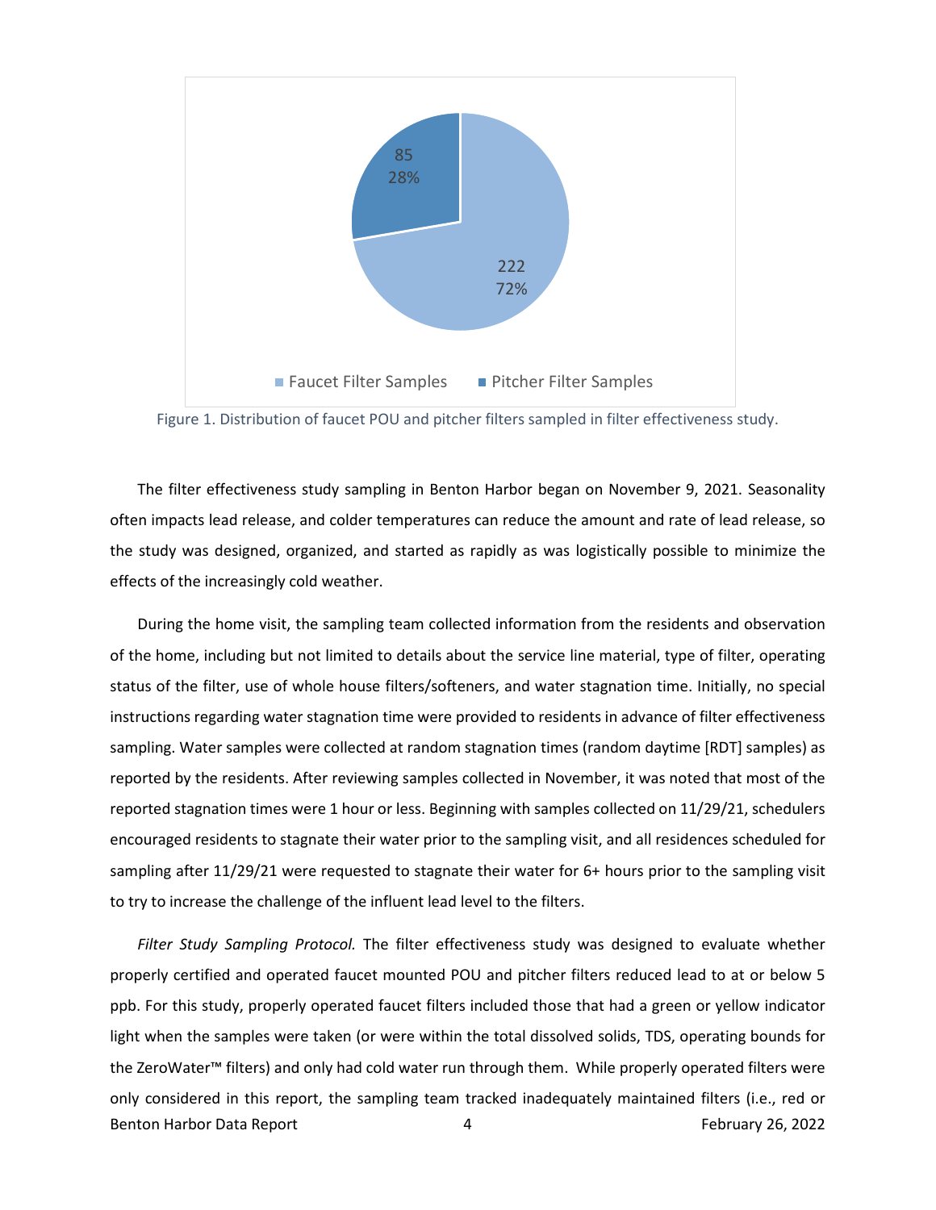Faucet Filter Samples: 222 (72%)
Pitcher Filter Samples: 85 (28%)

Figure 1. Distribution of faucet POU and pitcher filters sampled in filter effectiveness study.

The filter effectiveness study sampling in Benton Harbor began on November 9, 2021. Seasonality often impacts lead release, and colder temperatures can reduce the amount and rate of lead release, so the study was designed, organized, and started as rapidly as was logistically possible to minimize the effects of the increasingly cold weather.

During the home visit, the sampling team collected information from the residents and observation of the home, including but not limited to details about the service line material, type of filter, operating status of the filter, use of whole house filters/softeners, and water stagnation time. Initially, no special instructions regarding water stagnation time were provided to residents in advance of filter effectiveness sampling. Water samples were collected at random stagnation times (random daytime [RDT] samples) as reported by the residents. After reviewing samples collected in November, it was noted that most of the reported stagnation times were 1 hour or less. Beginning with samples collected on 11/29/21, schedulers encouraged residents to stagnate their water prior to the sampling visit, and all residences scheduled for sampling after 11/29/21 were requested to stagnate their water for 6+ hours prior to the sampling visit to try to increase the challenge of the influent lead level to the filters.

*Filter Study Sampling Protocol.* The filter effectiveness study was designed to evaluate whether properly certified and operated faucet mounted POU and pitcher filters reduced lead to at or below 5 ppb. For this study, properly operated faucet filters included those that had a green or yellow indicator light when the samples were taken (or were within the total dissolved solids, TDS, operating bounds for the ZeroWater™ filters) and only had cold water run through them. While properly operated filters were only considered in this report, the sampling team tracked inadequately maintained filters (i.e., red or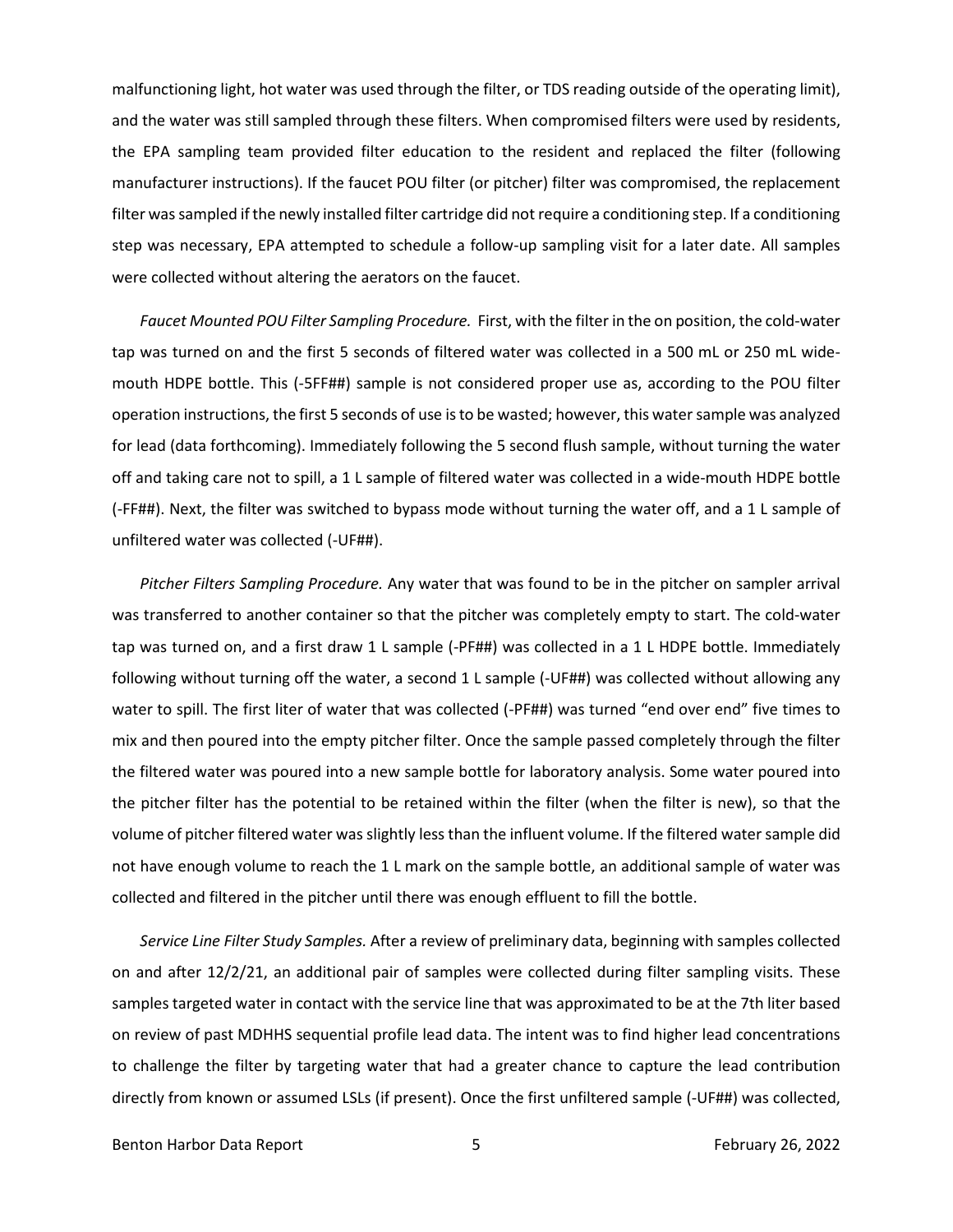malfunctioning light, hot water was used through the filter, or TDS reading outside of the operating limit), and the water was still sampled through these filters. When compromised filters were used by residents, the EPA sampling team provided filter education to the resident and replaced the filter (following manufacturer instructions). If the faucet POU filter (or pitcher) filter was compromised, the replacement filter was sampled if the newly installed filter cartridge did not require a conditioning step. If a conditioning step was necessary, EPA attempted to schedule a follow-up sampling visit for a later date. All samples were collected without altering the aerators on the faucet.

*Faucet Mounted POU Filter Sampling Procedure.* First, with the filter in the on position, the cold-water tap was turned on and the first 5 seconds of filtered water was collected in a 500 mL or 250 mL wide-mouth HDPE bottle. This (-5FF##) sample is not considered proper use as, according to the POU filter operation instructions, the first 5 seconds of use is to be wasted; however, this water sample was analyzed for lead (data forthcoming). Immediately following the 5 second flush sample, without turning the water off and taking care not to spill, a 1 L sample of filtered water was collected in a wide-mouth HDPE bottle (-FF##). Next, the filter was switched to bypass mode without turning the water off, and a 1 L sample of unfiltered water was collected (-UF##).

*Pitcher Filters Sampling Procedure.* Any water that was found to be in the pitcher on sampler arrival was transferred to another container so that the pitcher was completely empty to start. The cold-water tap was turned on, and a first draw 1 L sample (-PF##) was collected in a 1 L HDPE bottle. Immediately following without turning off the water, a second 1 L sample (-UF##) was collected without allowing any water to spill. The first liter of water that was collected (-PF##) was turned "end over end" five times to mix and then poured into the empty pitcher filter. Once the sample passed completely through the filter the filtered water was poured into a new sample bottle for laboratory analysis. Some water poured into the pitcher filter has the potential to be retained within the filter (when the filter is new), so that the volume of pitcher filtered water was slightly less than the influent volume. If the filtered water sample did not have enough volume to reach the 1 L mark on the sample bottle, an additional sample of water was collected and filtered in the pitcher until there was enough effluent to fill the bottle.

*Service Line Filter Study Samples.* After a review of preliminary data, beginning with samples collected on and after 12/2/21, an additional pair of samples were collected during filter sampling visits. These samples targeted water in contact with the service line that was approximated to be at the 7th liter based on review of past MDHHS sequential profile lead data. The intent was to find higher lead concentrations to challenge the filter by targeting water that had a greater chance to capture the lead contribution directly from known or assumed LSLs (if present). Once the first unfiltered sample (-UF##) was collected,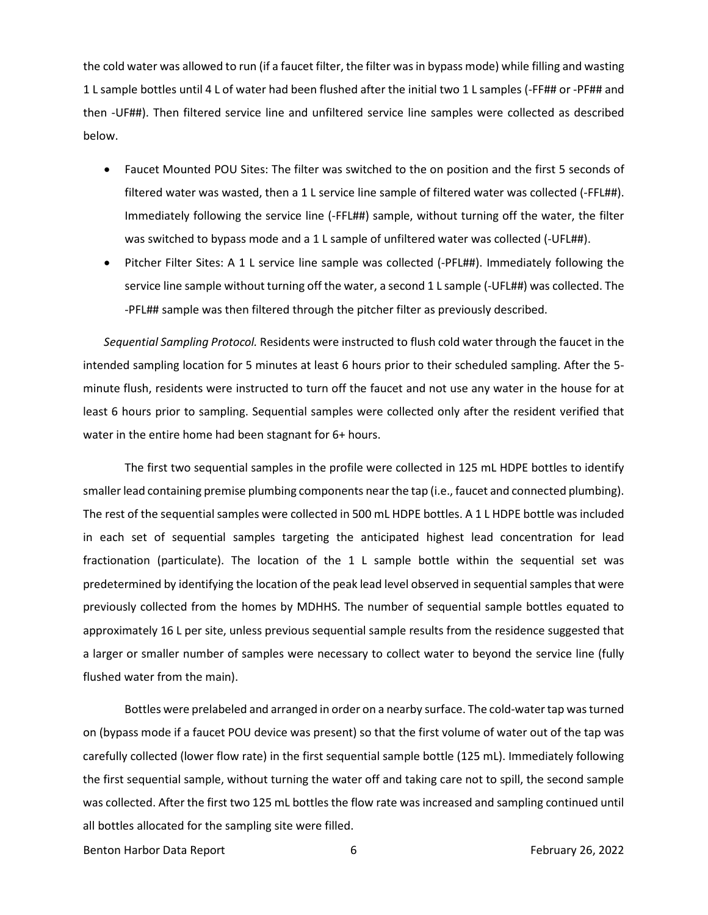the cold water was allowed to run (if a faucet filter, the filter was in bypass mode) while filling and wasting 1 L sample bottles until 4 L of water had been flushed after the initial two 1 L samples (-FF## or -PF## and then -UF##). Then filtered service line and unfiltered service line samples were collected as described below.

- Faucet Mounted POU Sites: The filter was switched to the on position and the first 5 seconds of filtered water was wasted, then a 1 L service line sample of filtered water was collected (-FFL##). Immediately following the service line (-FFL##) sample, without turning off the water, the filter was switched to bypass mode and a 1 L sample of unfiltered water was collected (-UFL##).
- Pitcher Filter Sites: A 1 L service line sample was collected (-PFL##). Immediately following the service line sample without turning off the water, a second 1 L sample (-UFL##) was collected. The -PFL## sample was then filtered through the pitcher filter as previously described.

*Sequential Sampling Protocol.* Residents were instructed to flush cold water through the faucet in the intended sampling location for 5 minutes at least 6 hours prior to their scheduled sampling. After the 5-minute flush, residents were instructed to turn off the faucet and not use any water in the house for at least 6 hours prior to sampling. Sequential samples were collected only after the resident verified that water in the entire home had been stagnant for 6+ hours.

The first two sequential samples in the profile were collected in 125 mL HDPE bottles to identify smaller lead containing premise plumbing components near the tap (i.e., faucet and connected plumbing). The rest of the sequential samples were collected in 500 mL HDPE bottles. A 1 L HDPE bottle was included in each set of sequential samples targeting the anticipated highest lead concentration for lead fractionation (particulate). The location of the 1 L sample bottle within the sequential set was predetermined by identifying the location of the peak lead level observed in sequential samples that were previously collected from the homes by MDHHS. The number of sequential sample bottles equated to approximately 16 L per site, unless previous sequential sample results from the residence suggested that a larger or smaller number of samples were necessary to collect water to beyond the service line (fully flushed water from the main).

Bottles were prelabeled and arranged in order on a nearby surface. The cold-water tap was turned on (bypass mode if a faucet POU device was present) so that the first volume of water out of the tap was carefully collected (lower flow rate) in the first sequential sample bottle (125 mL). Immediately following the first sequential sample, without turning the water off and taking care not to spill, the second sample was collected. After the first two 125 mL bottles the flow rate was increased and sampling continued until all bottles allocated for the sampling site were filled.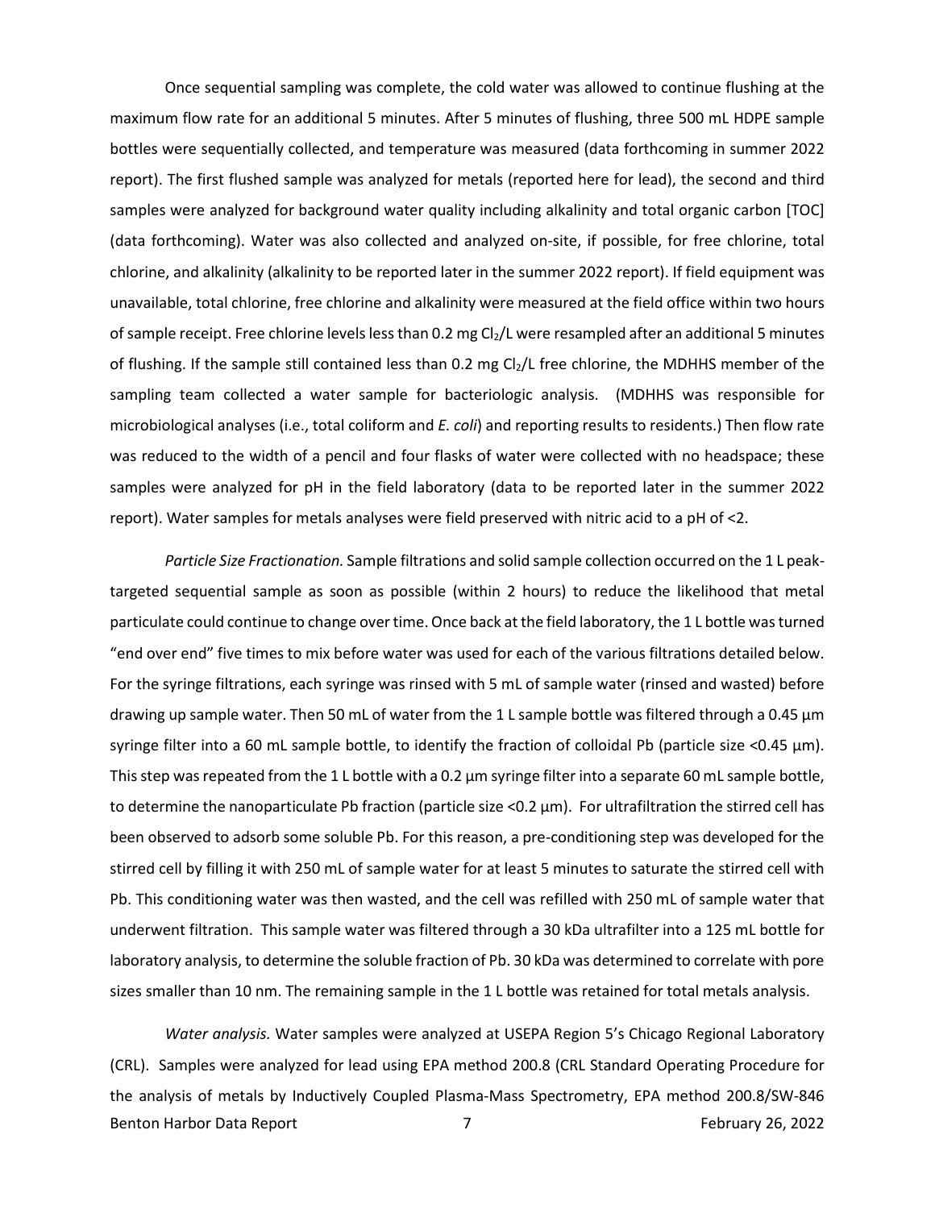Once sequential sampling was complete, the cold water was allowed to continue flushing at the maximum flow rate for an additional 5 minutes. After 5 minutes of flushing, three 500 mL HDPE sample bottles were sequentially collected, and temperature was measured (data forthcoming in summer 2022 report). The first flushed sample was analyzed for metals (reported here for lead), the second and third samples were analyzed for background water quality including alkalinity and total organic carbon [TOC] (data forthcoming). Water was also collected and analyzed on-site, if possible, for free chlorine, total chlorine, and alkalinity (alkalinity to be reported later in the summer 2022 report). If field equipment was unavailable, total chlorine, free chlorine and alkalinity were measured at the field office within two hours of sample receipt. Free chlorine levels less than 0.2 mg $Cl_2$/L were resampled after an additional 5 minutes of flushing. If the sample still contained less than 0.2 mg $Cl_2$/L free chlorine, the MDHHS member of the sampling team collected a water sample for bacteriologic analysis. (MDHHS was responsible for microbiological analyses (i.e., total coliform and *E. coli*) and reporting results to residents.) Then flow rate was reduced to the width of a pencil and four flasks of water were collected with no headspace; these samples were analyzed for pH in the field laboratory (data to be reported later in the summer 2022 report). Water samples for metals analyses were field preserved with nitric acid to a pH of <2.

*Particle Size Fractionation.* Sample filtrations and solid sample collection occurred on the 1 L peak-targeted sequential sample as soon as possible (within 2 hours) to reduce the likelihood that metal particulate could continue to change over time. Once back at the field laboratory, the 1 L bottle was turned "end over end" five times to mix before water was used for each of the various filtrations detailed below. For the syringe filtrations, each syringe was rinsed with 5 mL of sample water (rinsed and wasted) before drawing up sample water. Then 50 mL of water from the 1 L sample bottle was filtered through a 0.45 µm syringe filter into a 60 mL sample bottle, to identify the fraction of colloidal Pb (particle size <0.45 µm). This step was repeated from the 1 L bottle with a 0.2 µm syringe filter into a separate 60 mL sample bottle, to determine the nanoparticulate Pb fraction (particle size <0.2 µm). For ultrafiltration the stirred cell has been observed to adsorb some soluble Pb. For this reason, a pre-conditioning step was developed for the stirred cell by filling it with 250 mL of sample water for at least 5 minutes to saturate the stirred cell with Pb. This conditioning water was then wasted, and the cell was refilled with 250 mL of sample water that underwent filtration. This sample water was filtered through a 30 kDa ultrafilter into a 125 mL bottle for laboratory analysis, to determine the soluble fraction of Pb. 30 kDa was determined to correlate with pore sizes smaller than 10 nm. The remaining sample in the 1 L bottle was retained for total metals analysis.

*Water analysis.* Water samples were analyzed at USEPA Region 5's Chicago Regional Laboratory (CRL). Samples were analyzed for lead using EPA method 200.8 (CRL Standard Operating Procedure for the analysis of metals by Inductively Coupled Plasma-Mass Spectrometry, EPA method 200.8/SW-846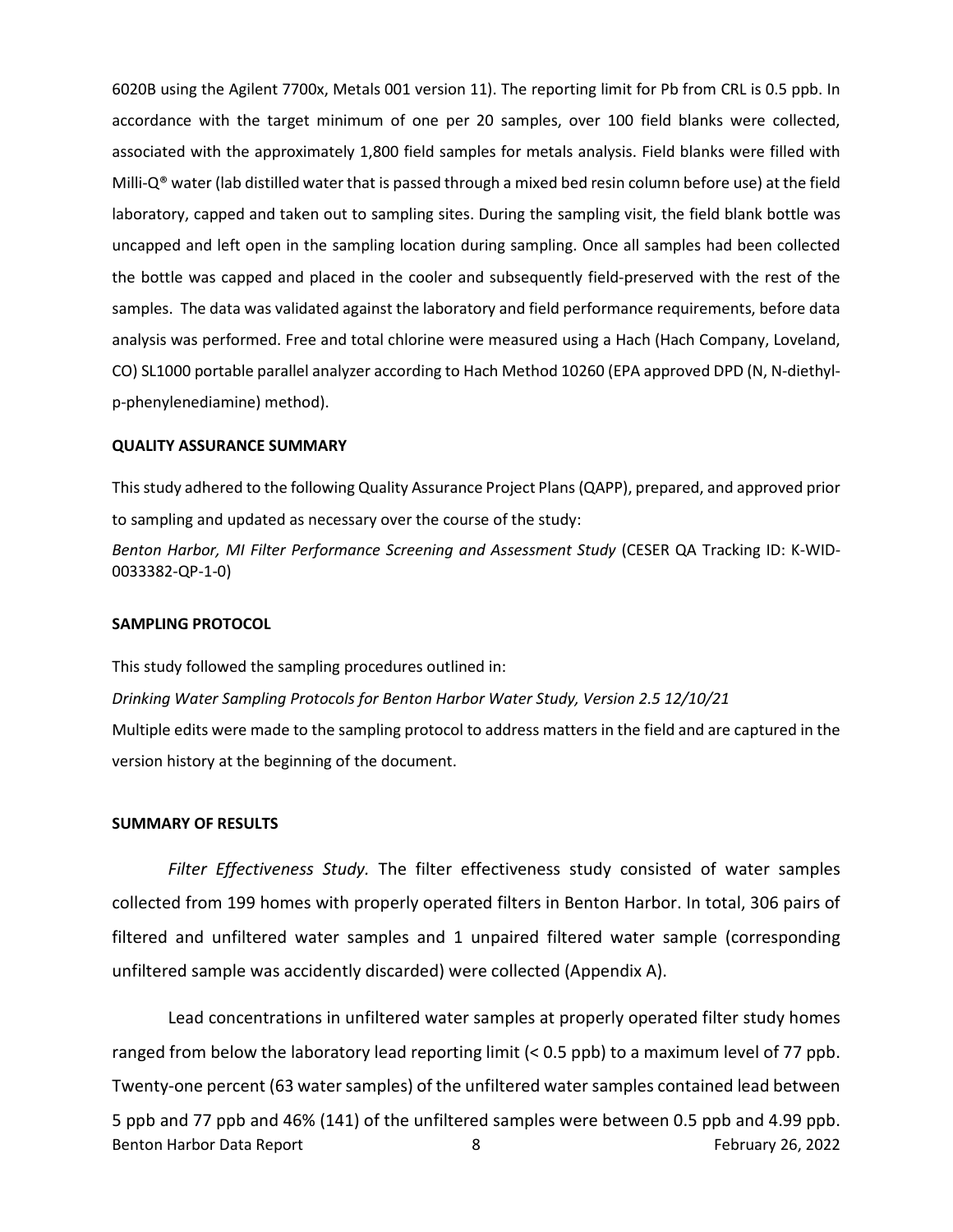6020B using the Agilent 7700x, Metals 001 version 11). The reporting limit for Pb from CRL is 0.5 ppb. In accordance with the target minimum of one per 20 samples, over 100 field blanks were collected, associated with the approximately 1,800 field samples for metals analysis. Field blanks were filled with Milli-Q® water (lab distilled water that is passed through a mixed bed resin column before use) at the field laboratory, capped and taken out to sampling sites. During the sampling visit, the field blank bottle was uncapped and left open in the sampling location during sampling. Once all samples had been collected the bottle was capped and placed in the cooler and subsequently field-preserved with the rest of the samples. The data was validated against the laboratory and field performance requirements, before data analysis was performed. Free and total chlorine were measured using a Hach (Hach Company, Loveland, CO) SL1000 portable parallel analyzer according to Hach Method 10260 (EPA approved DPD (N, N-diethyl-p-phenylenediamine) method).

**QUALITY ASSURANCE SUMMARY**

This study adhered to the following Quality Assurance Project Plans (QAPP), prepared, and approved prior to sampling and updated as necessary over the course of the study:

*Benton Harbor, MI Filter Performance Screening and Assessment Study* (CESER QA Tracking ID: K-WID-0033382-QP-1-0)

**SAMPLING PROTOCOL**

This study followed the sampling procedures outlined in:

*Drinking Water Sampling Protocols for Benton Harbor Water Study, Version 2.5 12/10/21*

Multiple edits were made to the sampling protocol to address matters in the field and are captured in the version history at the beginning of the document.

**SUMMARY OF RESULTS**

*Filter Effectiveness Study.* The filter effectiveness study consisted of water samples collected from 199 homes with properly operated filters in Benton Harbor. In total, 306 pairs of filtered and unfiltered water samples and 1 unpaired filtered water sample (corresponding unfiltered sample was accidently discarded) were collected (Appendix A).

Lead concentrations in unfiltered water samples at properly operated filter study homes ranged from below the laboratory lead reporting limit (< 0.5 ppb) to a maximum level of 77 ppb. Twenty-one percent (63 water samples) of the unfiltered water samples contained lead between 5 ppb and 77 ppb and 46% (141) of the unfiltered samples were between 0.5 ppb and 4.99 ppb.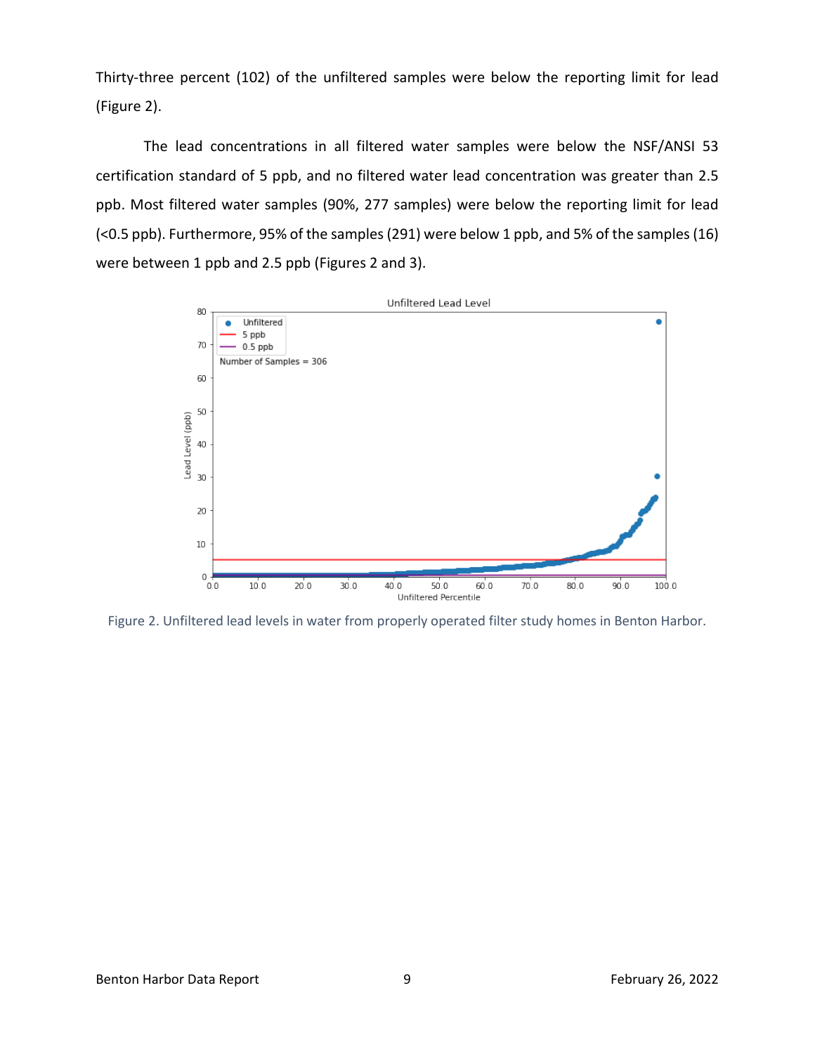Thirty-three percent (102) of the unfiltered samples were below the reporting limit for lead (Figure 2).

The lead concentrations in all filtered water samples were below the NSF/ANSI 53 certification standard of 5 ppb, and no filtered water lead concentration was greater than 2.5 ppb. Most filtered water samples (90%, 277 samples) were below the reporting limit for lead (<0.5 ppb). Furthermore, 95% of the samples (291) were below 1 ppb, and 5% of the samples (16) were between 1 ppb and 2.5 ppb (Figures 2 and 3).

Figure 2. Unfiltered lead levels in water from properly operated filter study homes in Benton Harbor.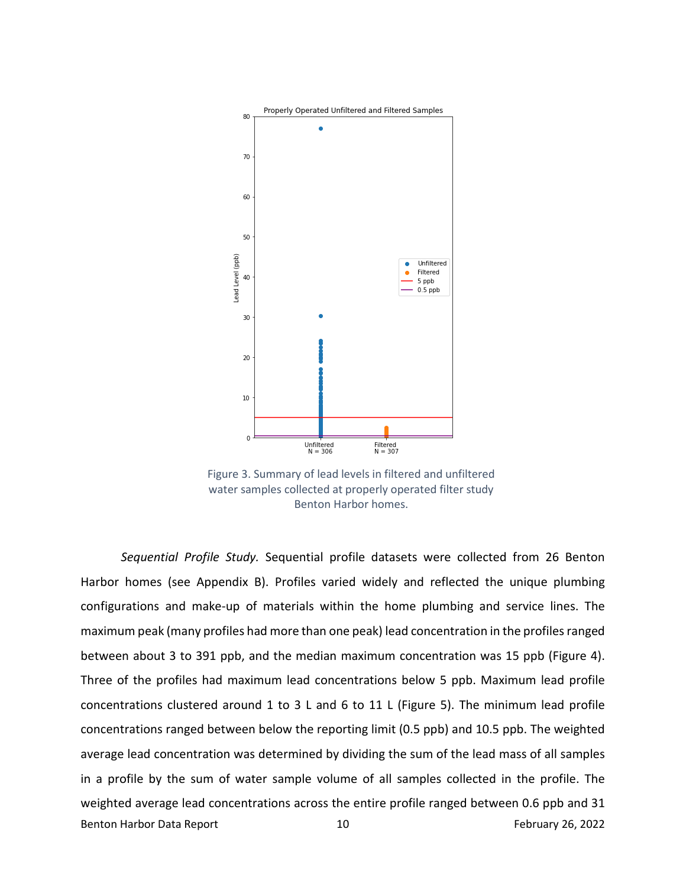Figure 3. Summary of lead levels in filtered and unfiltered water samples collected at properly operated filter study Benton Harbor homes.

*Sequential Profile Study.* Sequential profile datasets were collected from 26 Benton Harbor homes (see Appendix B). Profiles varied widely and reflected the unique plumbing configurations and make-up of materials within the home plumbing and service lines. The maximum peak (many profiles had more than one peak) lead concentration in the profiles ranged between about 3 to 391 ppb, and the median maximum concentration was 15 ppb (Figure 4). Three of the profiles had maximum lead concentrations below 5 ppb. Maximum lead profile concentrations clustered around 1 to 3 L and 6 to 11 L (Figure 5). The minimum lead profile concentrations ranged between below the reporting limit (0.5 ppb) and 10.5 ppb. The weighted average lead concentration was determined by dividing the sum of the lead mass of all samples in a profile by the sum of water sample volume of all samples collected in the profile. The weighted average lead concentrations across the entire profile ranged between 0.6 ppb and 31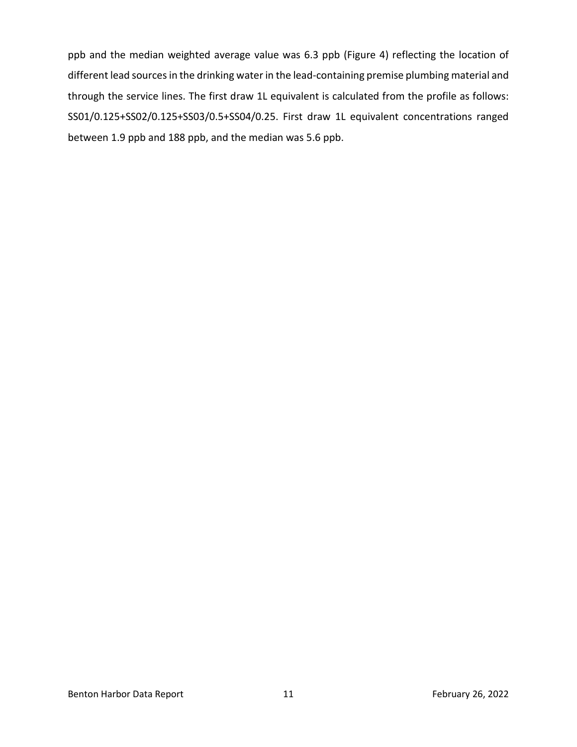ppb and the median weighted average value was 6.3 ppb (Figure 4) reflecting the location of different lead sources in the drinking water in the lead-containing premise plumbing material and through the service lines. The first draw 1L equivalent is calculated from the profile as follows: SS01/0.125+SS02/0.125+SS03/0.5+SS04/0.25. First draw 1L equivalent concentrations ranged between 1.9 ppb and 188 ppb, and the median was 5.6 ppb.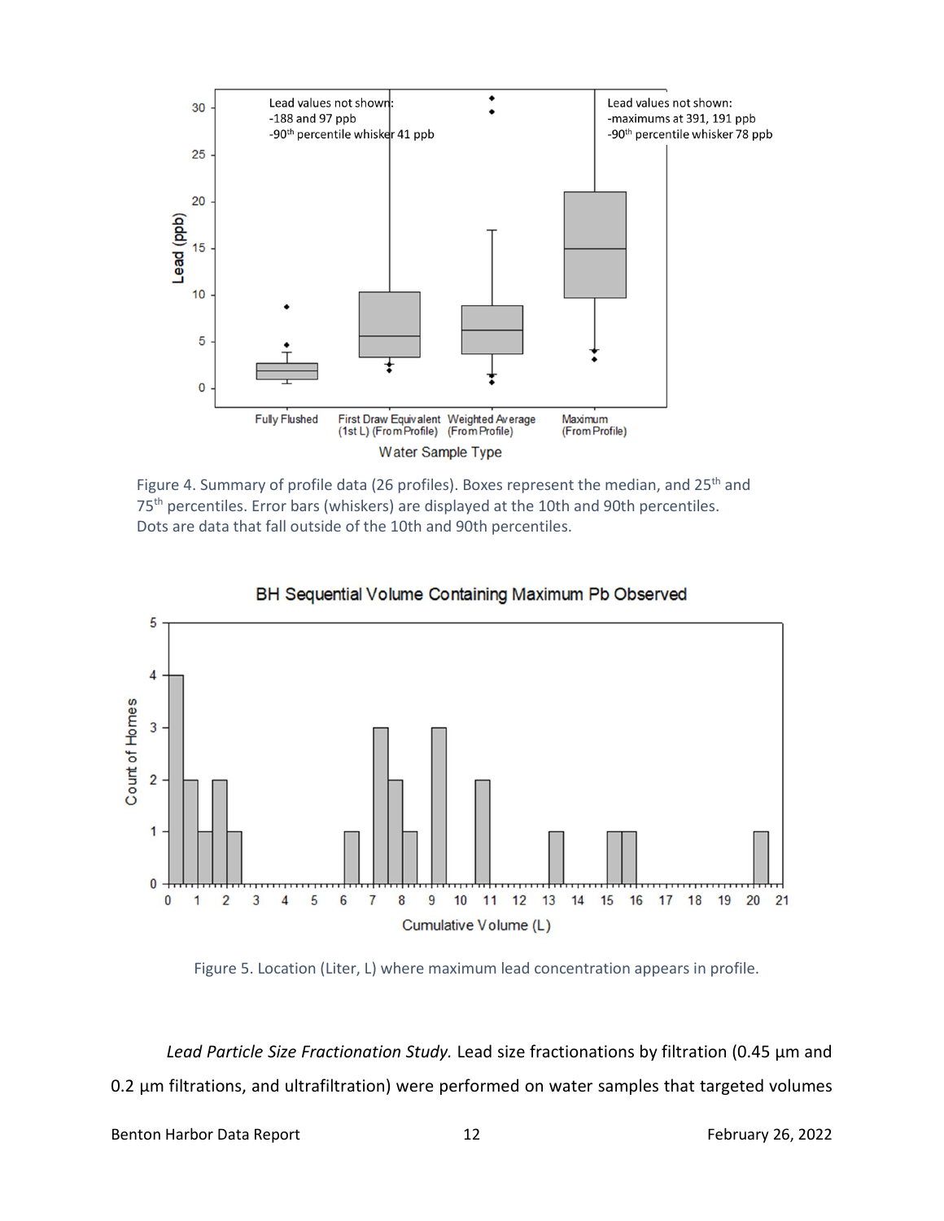Figure 4. Summary of profile data (26 profiles). Boxes represent the median, and 25th and 75th percentiles. Error bars (whiskers) are displayed at the 10th and 90th percentiles. Dots are data that fall outside of the 10th and 90th percentiles.

Figure 5. Location (Liter, L) where maximum lead concentration appears in profile.

*Lead Particle Size Fractionation Study.* Lead size fractionations by filtration (0.45 µm and 0.2 µm filtrations, and ultrafiltration) were performed on water samples that targeted volumes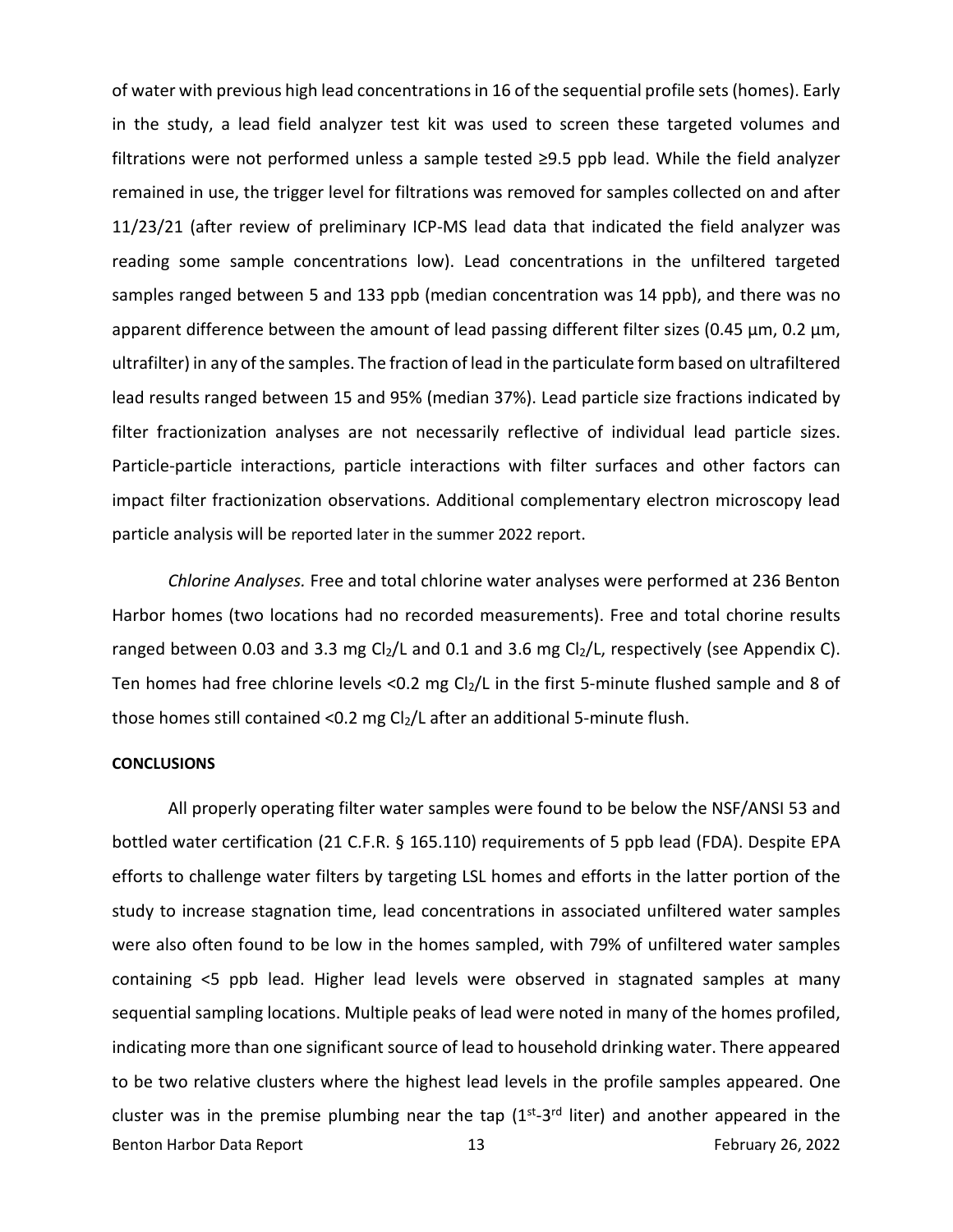of water with previous high lead concentrations in 16 of the sequential profile sets (homes). Early in the study, a lead field analyzer test kit was used to screen these targeted volumes and filtrations were not performed unless a sample tested ≥9.5 ppb lead. While the field analyzer remained in use, the trigger level for filtrations was removed for samples collected on and after 11/23/21 (after review of preliminary ICP-MS lead data that indicated the field analyzer was reading some sample concentrations low). Lead concentrations in the unfiltered targeted samples ranged between 5 and 133 ppb (median concentration was 14 ppb), and there was no apparent difference between the amount of lead passing different filter sizes (0.45 µm, 0.2 µm, ultrafilter) in any of the samples. The fraction of lead in the particulate form based on ultrafiltered lead results ranged between 15 and 95% (median 37%). Lead particle size fractions indicated by filter fractionization analyses are not necessarily reflective of individual lead particle sizes. Particle-particle interactions, particle interactions with filter surfaces and other factors can impact filter fractionization observations. Additional complementary electron microscopy lead particle analysis will be reported later in the summer 2022 report.

*Chlorine Analyses.* Free and total chlorine water analyses were performed at 236 Benton Harbor homes (two locations had no recorded measurements). Free and total chorine results ranged between 0.03 and 3.3 mg $Cl_2$/L and 0.1 and 3.6 mg $Cl_2$/L, respectively (see Appendix C). Ten homes had free chlorine levels <0.2 mg $Cl_2$/L in the first 5-minute flushed sample and 8 of those homes still contained <0.2 mg $Cl_2$/L after an additional 5-minute flush.

**CONCLUSIONS**

All properly operating filter water samples were found to be below the NSF/ANSI 53 and bottled water certification (21 C.F.R. § 165.110) requirements of 5 ppb lead (FDA). Despite EPA efforts to challenge water filters by targeting LSL homes and efforts in the latter portion of the study to increase stagnation time, lead concentrations in associated unfiltered water samples were also often found to be low in the homes sampled, with 79% of unfiltered water samples containing <5 ppb lead. Higher lead levels were observed in stagnated samples at many sequential sampling locations. Multiple peaks of lead were noted in many of the homes profiled, indicating more than one significant source of lead to household drinking water. There appeared to be two relative clusters where the highest lead levels in the profile samples appeared. One cluster was in the premise plumbing near the tap ($1^{st}$-$3^{rd}$ liter) and another appeared in the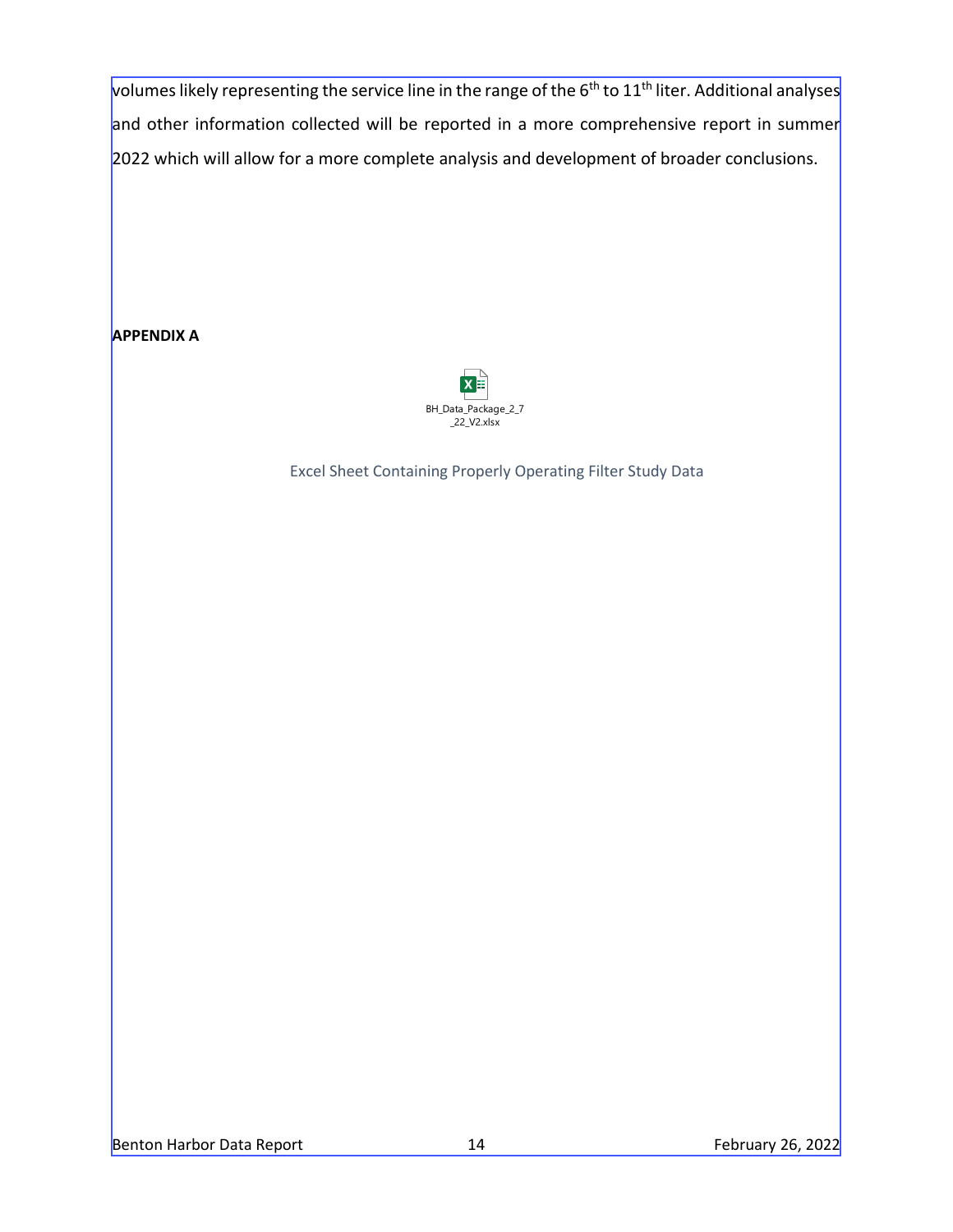volumes likely representing the service line in the range of the 6th to 11th liter. Additional analyses and other information collected will be reported in a more comprehensive report in summer 2022 which will allow for a more complete analysis and development of broader conclusions.

**APPENDIX A**

BH_Data_Package_2_7_22_V2.xlsx

Excel Sheet Containing Properly Operating Filter Study Data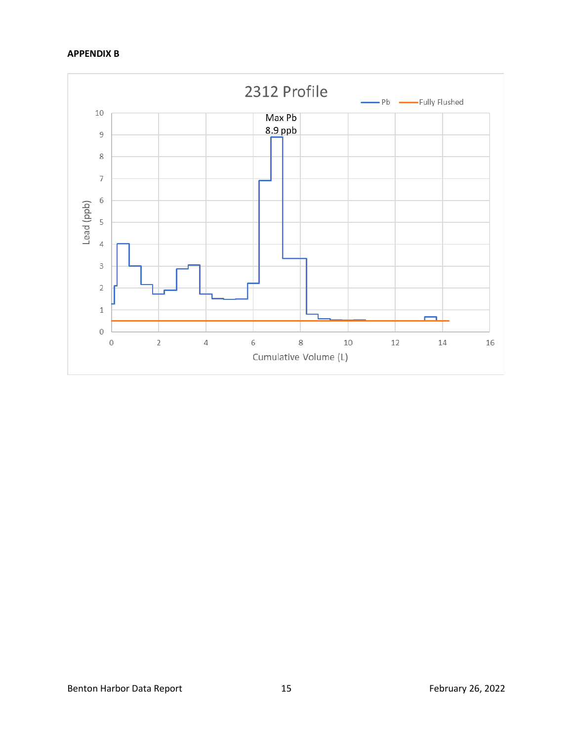**APPENDIX B**

2312 Profile

Pb — Fully Flushed

Max Pb 8.9 ppb

Lead (ppb)

Cumulative Volume (L)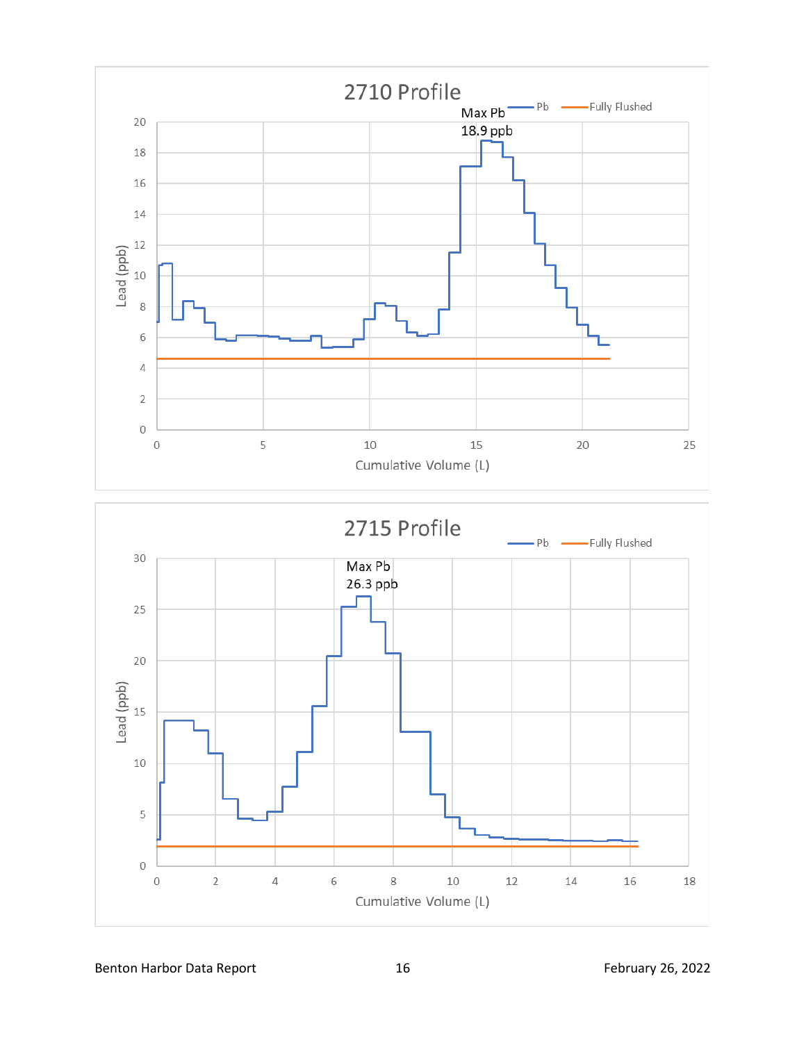## 2710 Profile

Pb — Fully Flushed

Max Pb
18.9 ppb

Lead (ppb)

Cumulative Volume (L)

## 2715 Profile

Pb — Fully Flushed

Max Pb
26.3 ppb

Lead (ppb)

Cumulative Volume (L)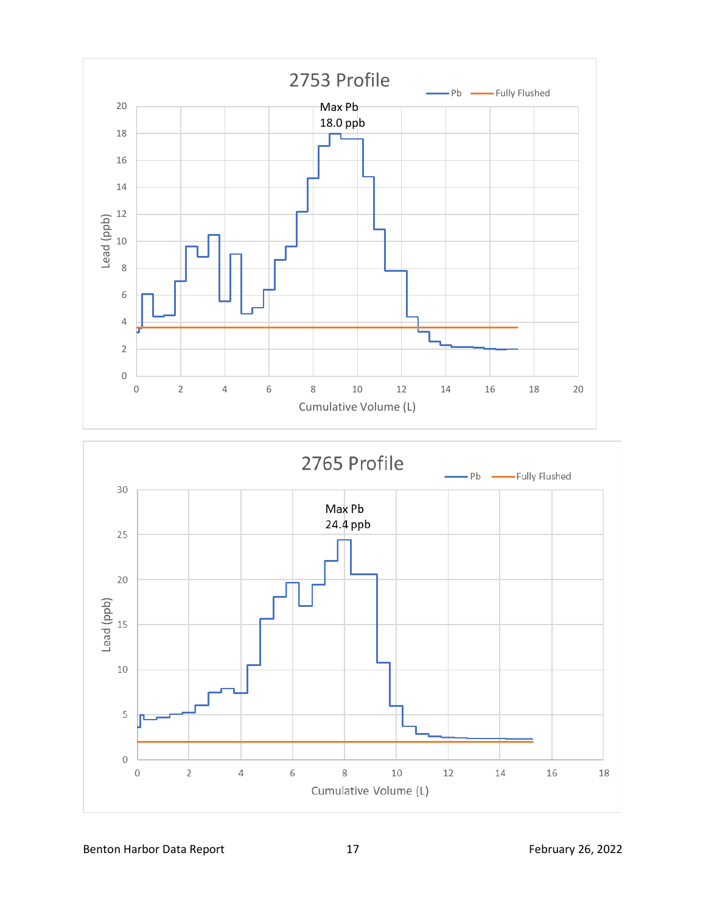## 2753 Profile

Legend: Pb, Fully Flushed

Max Pb 18.0 ppb

Y-axis: Lead (ppb), 0 to 20. X-axis: Cumulative Volume (L), 0 to 20.

## 2765 Profile

Legend: Pb, Fully Flushed

Max Pb 24.4 ppb

Y-axis: Lead (ppb), 0 to 30. X-axis: Cumulative Volume (L), 0 to 18.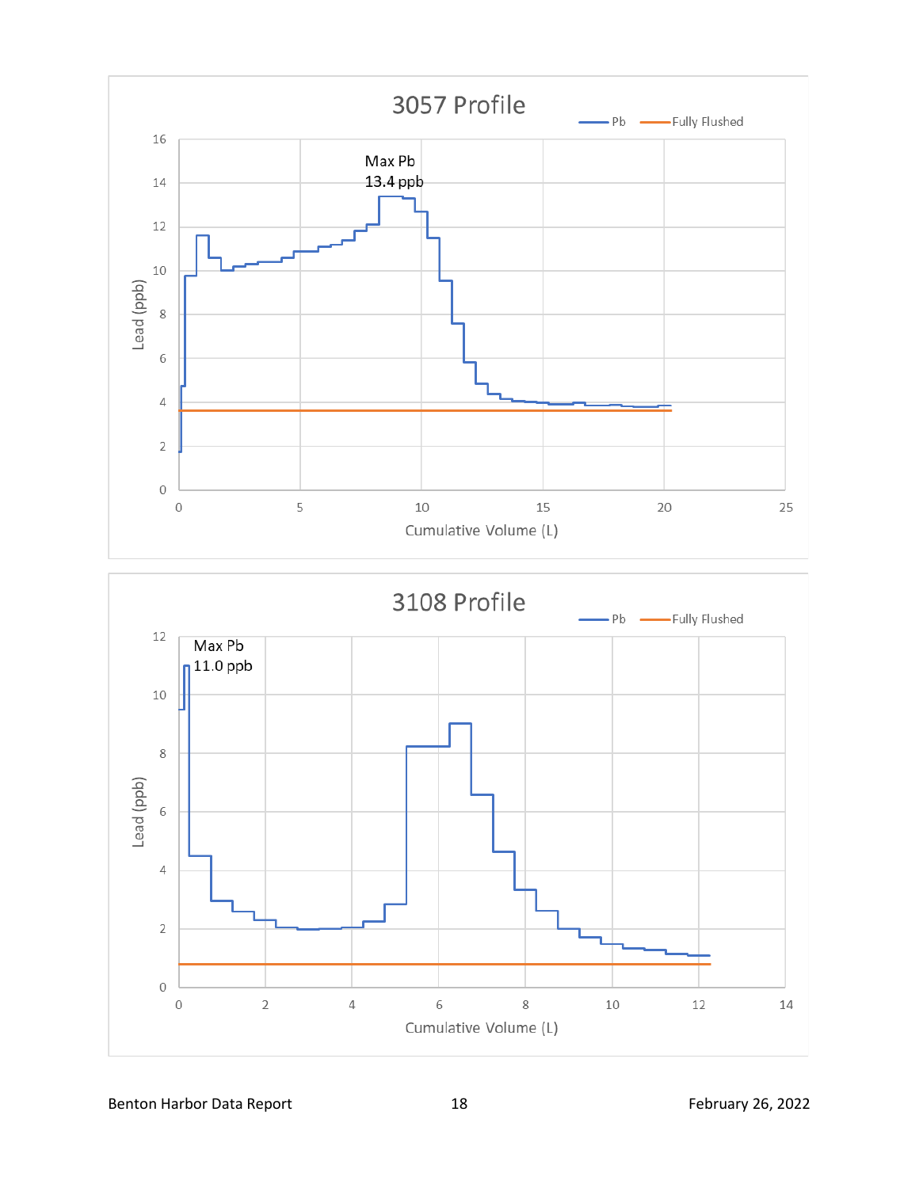## 3057 Profile

Legend: Pb, Fully Flushed

Max Pb 13.4 ppb

Lead (ppb) vs. Cumulative Volume (L)

## 3108 Profile

Legend: Pb, Fully Flushed

Max Pb 11.0 ppb

Lead (ppb) vs. Cumulative Volume (L)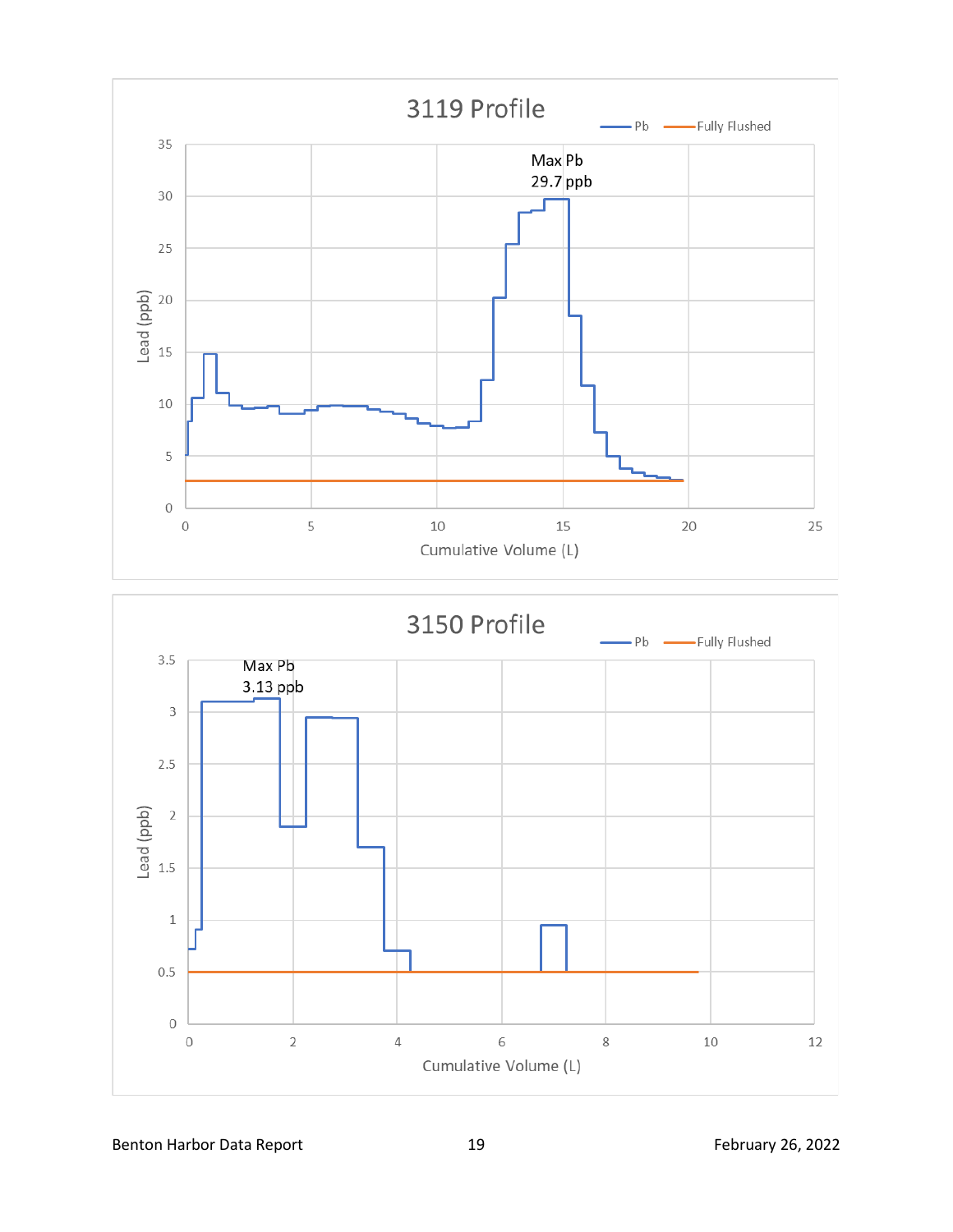3119 Profile

Max Pb 29.7 ppb

3150 Profile

Max Pb 3.13 ppb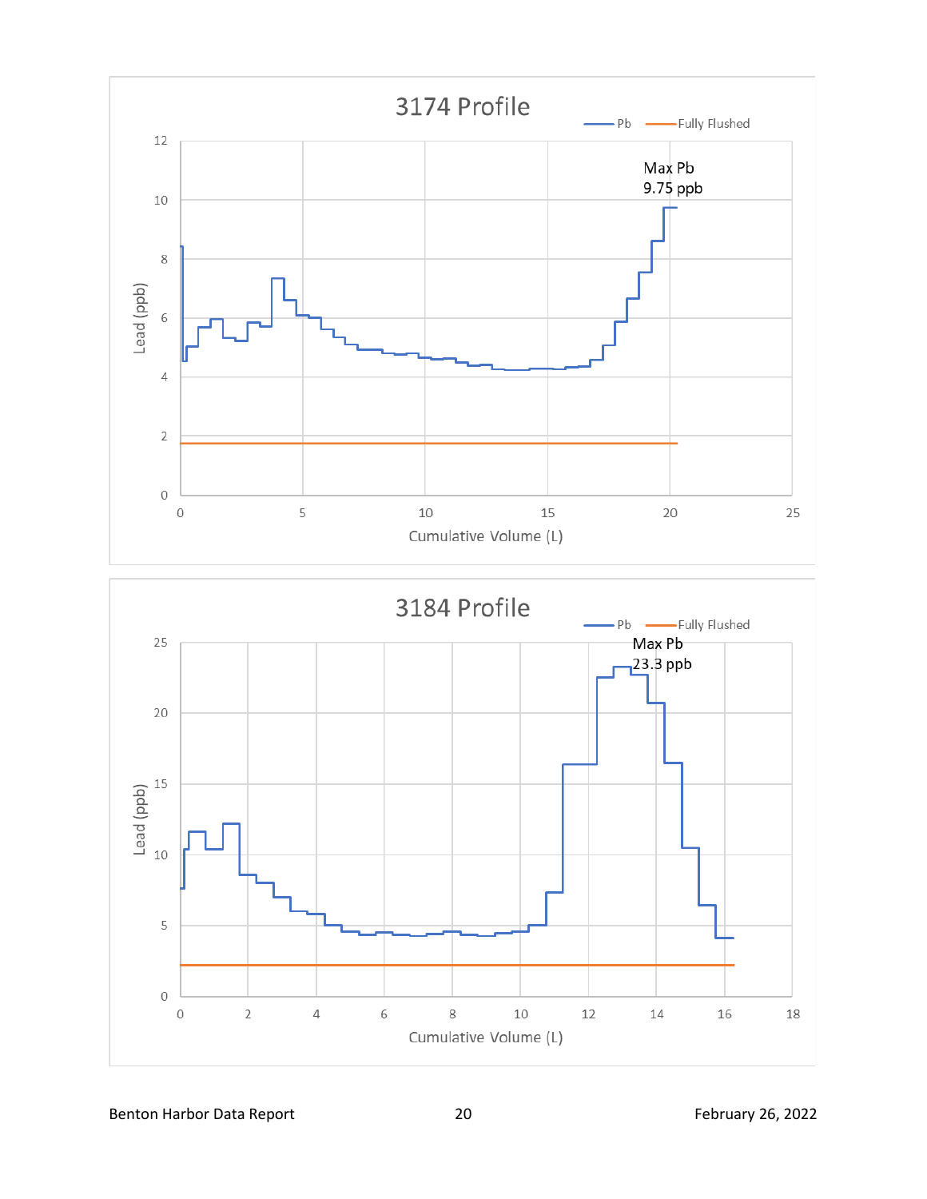### 3174 Profile

Legend: Pb; Fully Flushed

Y-axis: Lead (ppb) (0–12)

X-axis: Cumulative Volume (L) (0–25)

Max Pb
9.75 ppb

### 3184 Profile

Legend: Pb; Fully Flushed

Y-axis: Lead (ppb) (0–25)

X-axis: Cumulative Volume (L) (0–18)

Max Pb
23.3 ppb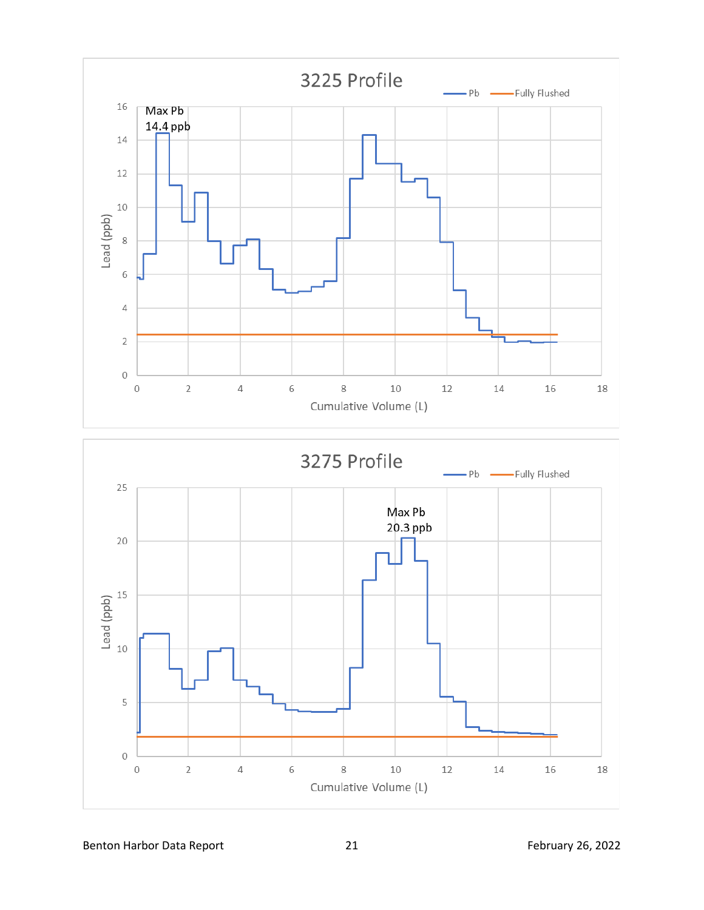**3225 Profile**

Legend: Pb — Fully Flushed

Max Pb
14.4 ppb

Lead (ppb): 0, 2, 4, 6, 8, 10, 12, 14, 16

Cumulative Volume (L): 0, 2, 4, 6, 8, 10, 12, 14, 16, 18

**3275 Profile**

Legend: Pb — Fully Flushed

Max Pb
20.3 ppb

Lead (ppb): 0, 5, 10, 15, 20, 25

Cumulative Volume (L): 0, 2, 4, 6, 8, 10, 12, 14, 16, 18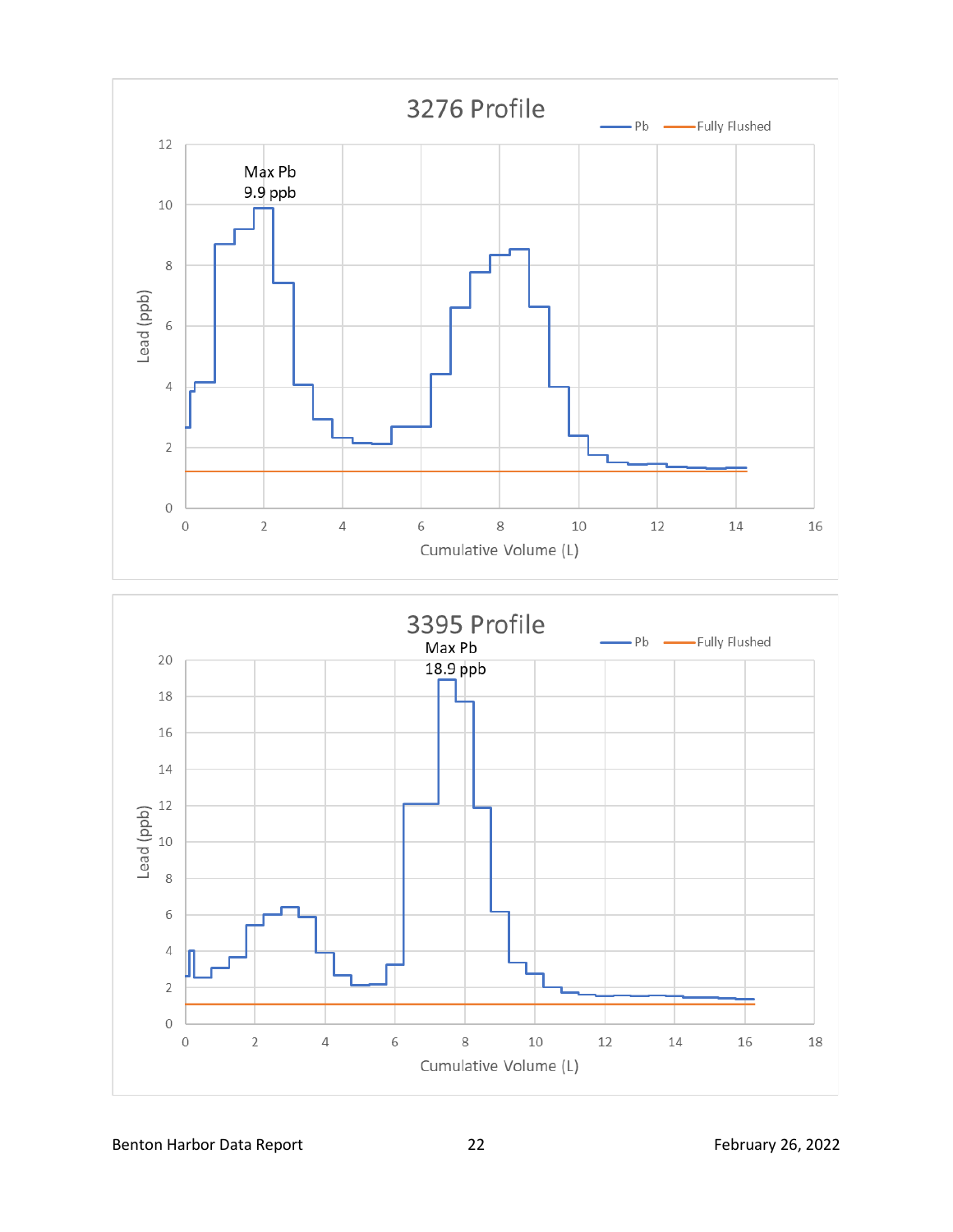3276 Profile

Max Pb
9.9 ppb

Lead (ppb)

Cumulative Volume (L)

Pb — Fully Flushed

3395 Profile

Max Pb
18.9 ppb

Lead (ppb)

Cumulative Volume (L)

Pb — Fully Flushed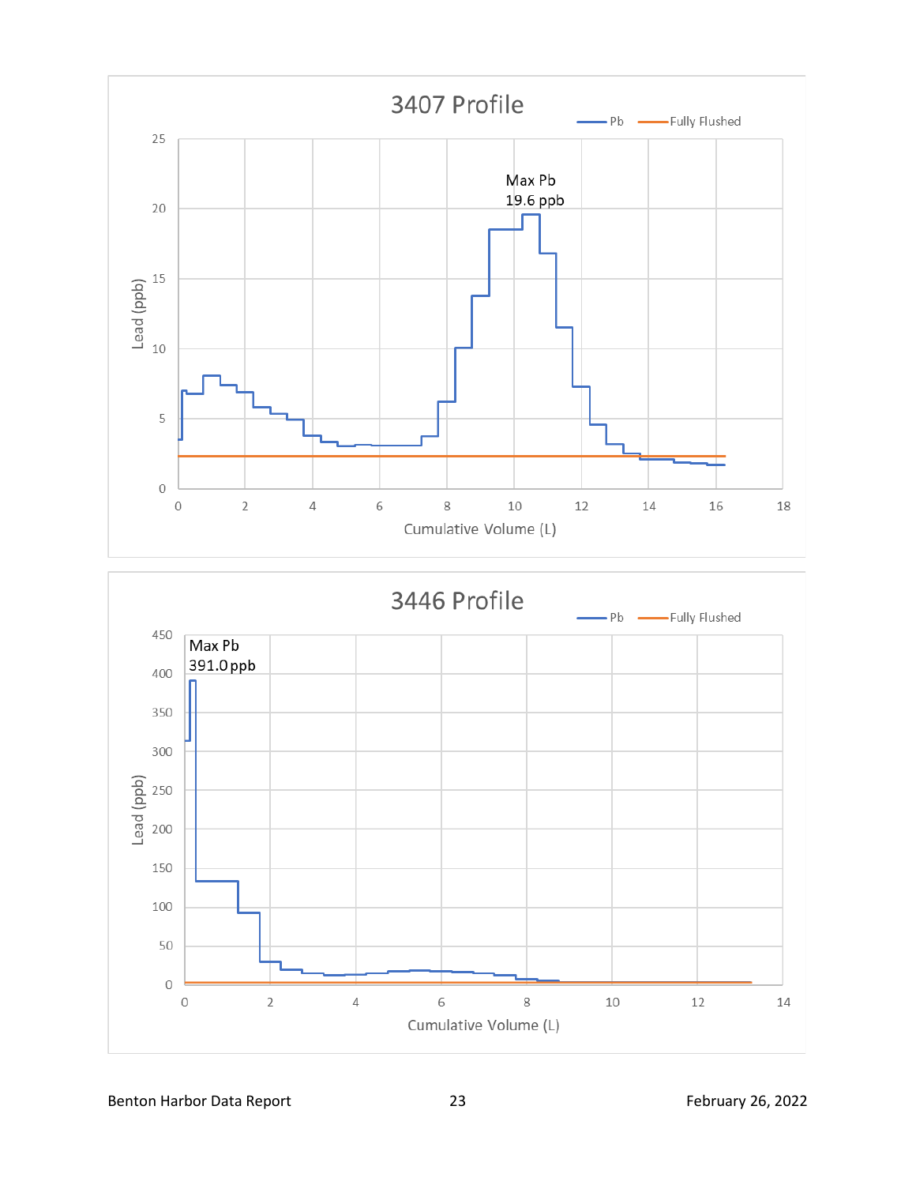3407 Profile

Pb — Fully Flushed

Max Pb
19.6 ppb

Lead (ppb)

Cumulative Volume (L)

3446 Profile

Pb — Fully Flushed

Max Pb
391.0 ppb

Lead (ppb)

Cumulative Volume (L)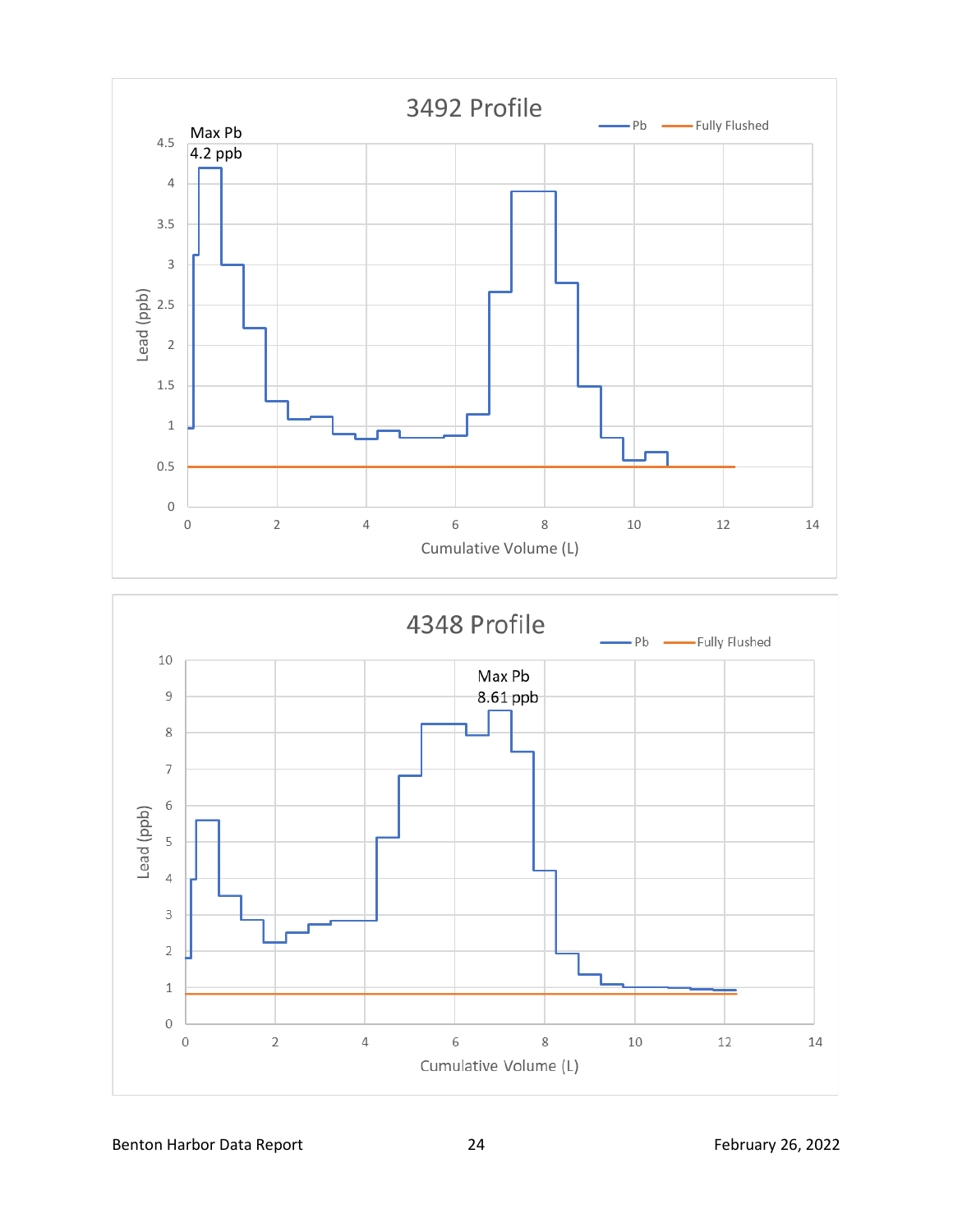## 3492 Profile

Legend: Pb; Fully Flushed

Max Pb 4.2 ppb

Y-axis: Lead (ppb), 0 to 4.5

X-axis: Cumulative Volume (L), 0 to 14

## 4348 Profile

Legend: Pb; Fully Flushed

Max Pb 8.61 ppb

Y-axis: Lead (ppb), 0 to 10

X-axis: Cumulative Volume (L), 0 to 14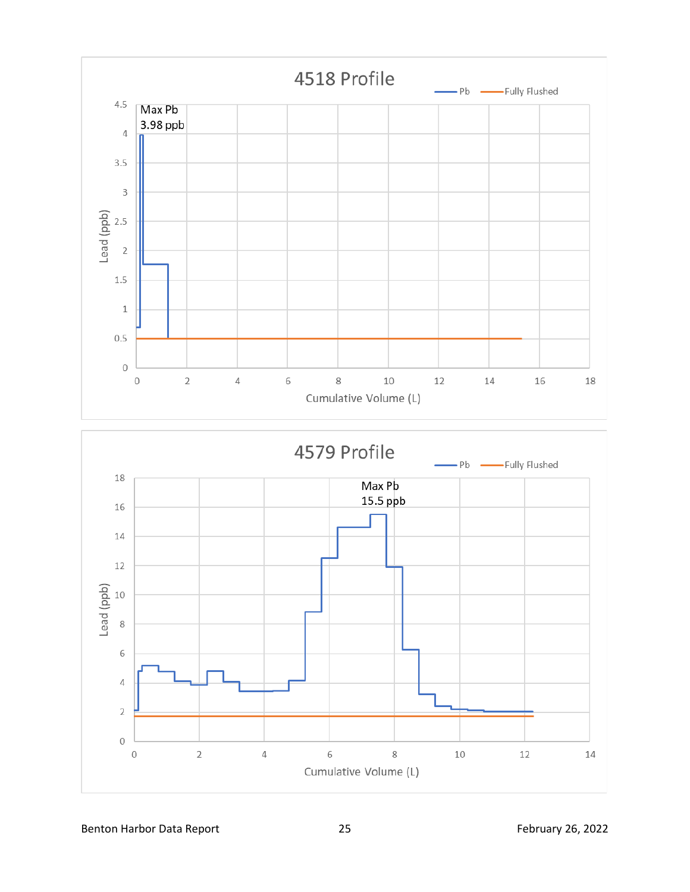## 4518 Profile

Pb — Fully Flushed

Max Pb
3.98 ppb

Lead (ppb)

Cumulative Volume (L)

## 4579 Profile

Pb — Fully Flushed

Max Pb
15.5 ppb

Lead (ppb)

Cumulative Volume (L)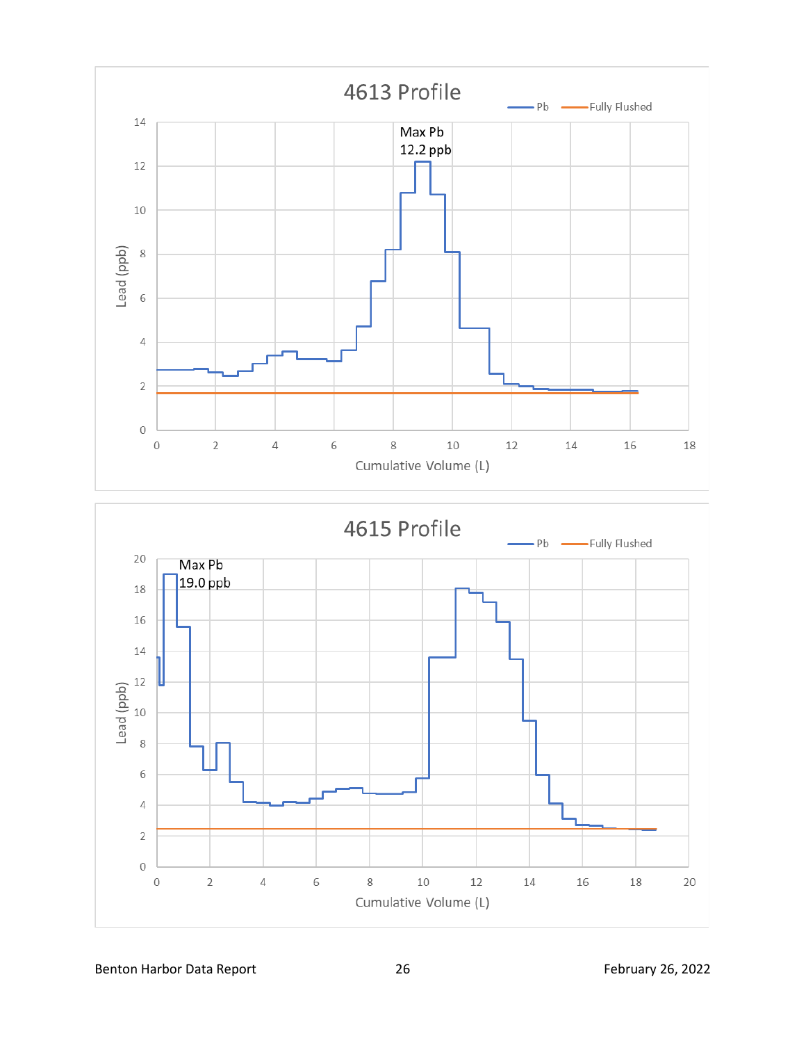# 4613 Profile

Legend: Pb; Fully Flushed

Max Pb 12.2 ppb

Y-axis: Lead (ppb), 0–14

X-axis: Cumulative Volume (L), 0–18

# 4615 Profile

Legend: Pb; Fully Flushed

Max Pb 19.0 ppb

Y-axis: Lead (ppb), 0–20

X-axis: Cumulative Volume (L), 0–20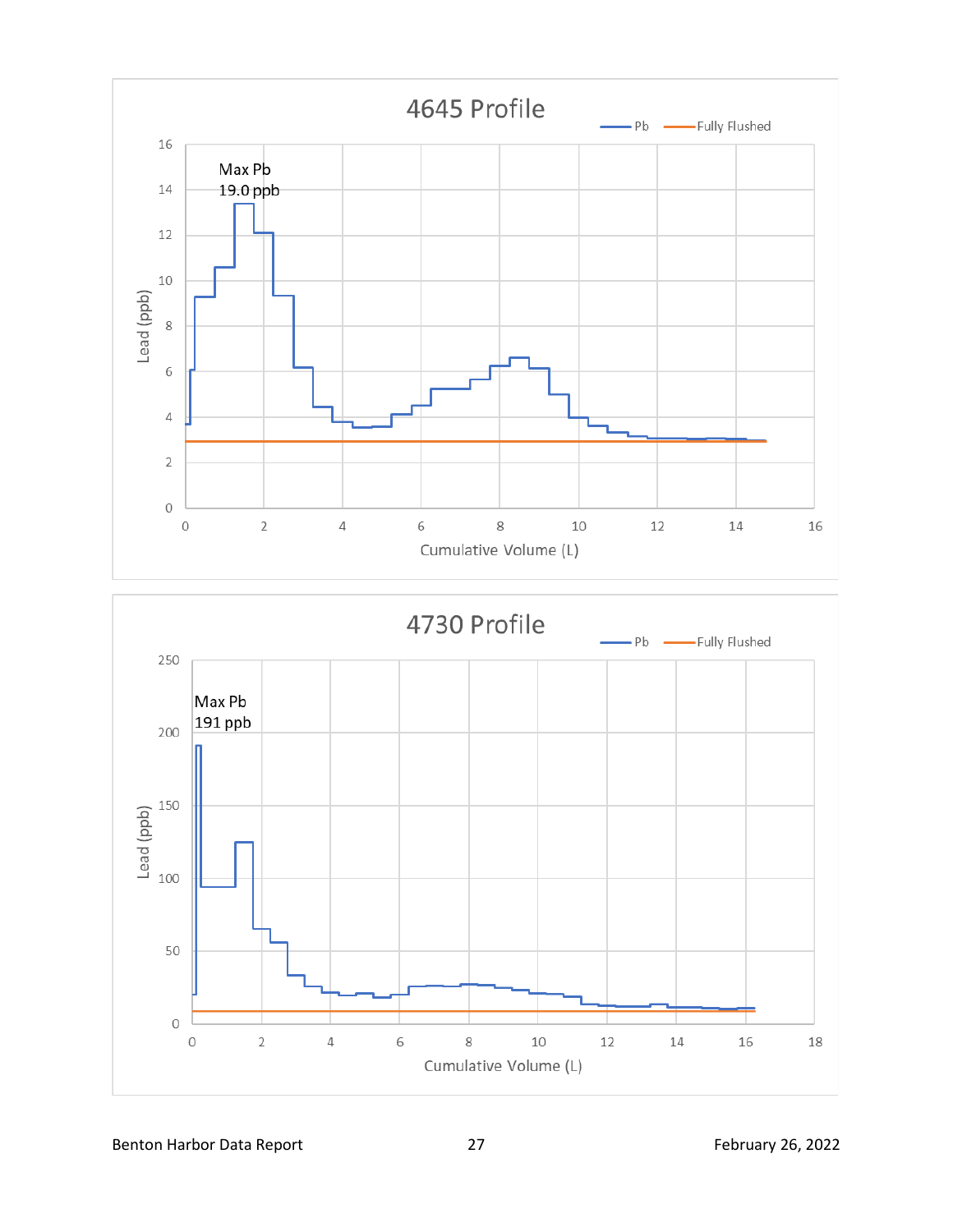## 4645 Profile

Legend: Pb; Fully Flushed

Max Pb 19.0 ppb

Y-axis: Lead (ppb) — 0, 2, 4, 6, 8, 10, 12, 14, 16

X-axis: Cumulative Volume (L) — 0, 2, 4, 6, 8, 10, 12, 14, 16

## 4730 Profile

Legend: Pb; Fully Flushed

Max Pb 191 ppb

Y-axis: Lead (ppb) — 0, 50, 100, 150, 200, 250

X-axis: Cumulative Volume (L) — 0, 2, 4, 6, 8, 10, 12, 14, 16, 18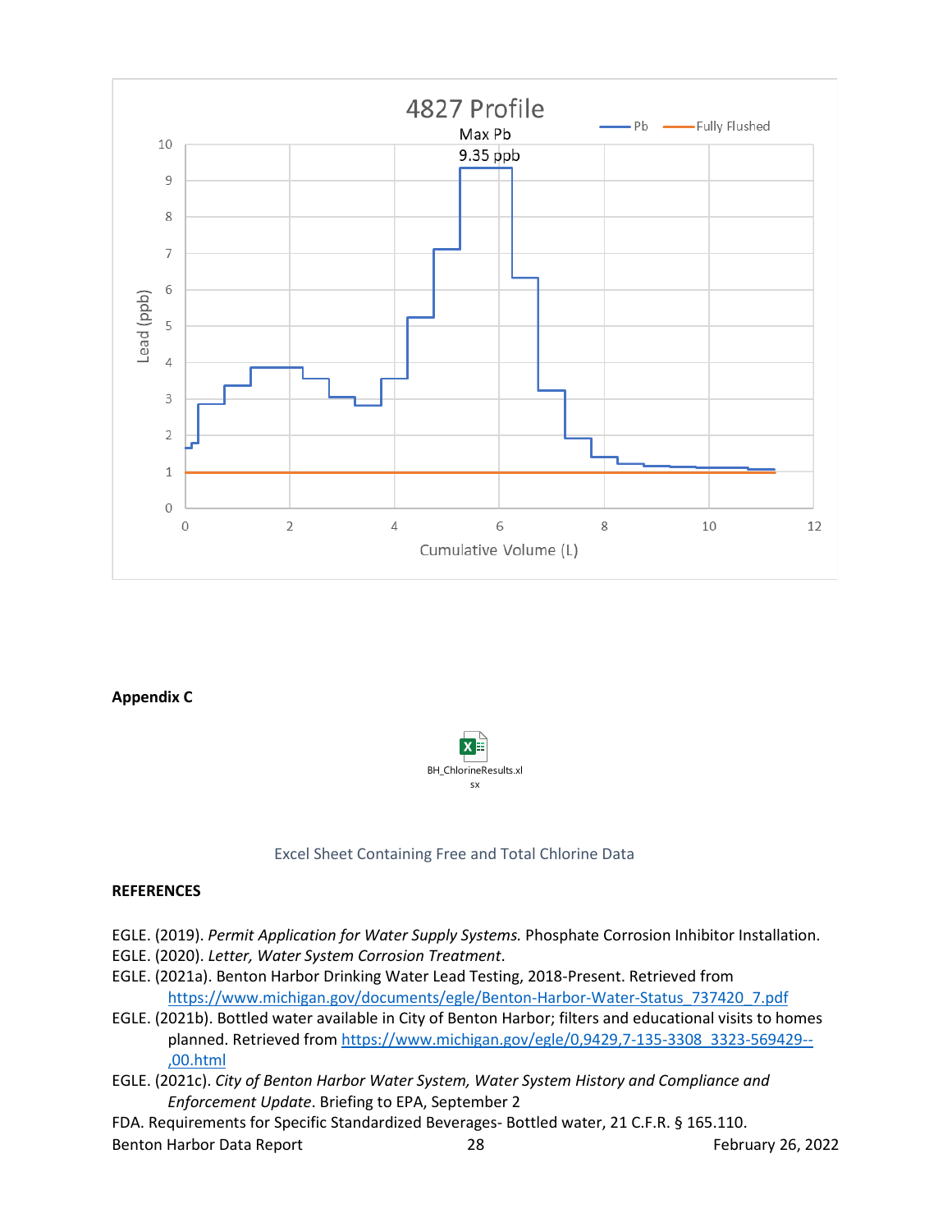4827 Profile

Max Pb
9.35 ppb

**Appendix C**

BH_ChlorineResults.xlsx

Excel Sheet Containing Free and Total Chlorine Data

**REFERENCES**

EGLE. (2019). *Permit Application for Water Supply Systems.* Phosphate Corrosion Inhibitor Installation.

EGLE. (2020). *Letter, Water System Corrosion Treatment*.

EGLE. (2021a). Benton Harbor Drinking Water Lead Testing, 2018-Present. Retrieved from https://www.michigan.gov/documents/egle/Benton-Harbor-Water-Status_737420_7.pdf

EGLE. (2021b). Bottled water available in City of Benton Harbor; filters and educational visits to homes planned. Retrieved from https://www.michigan.gov/egle/0,9429,7-135-3308_3323-569429--,00.html

EGLE. (2021c). *City of Benton Harbor Water System, Water System History and Compliance and Enforcement Update*. Briefing to EPA, September 2

FDA. Requirements for Specific Standardized Beverages- Bottled water, 21 C.F.R. § 165.110.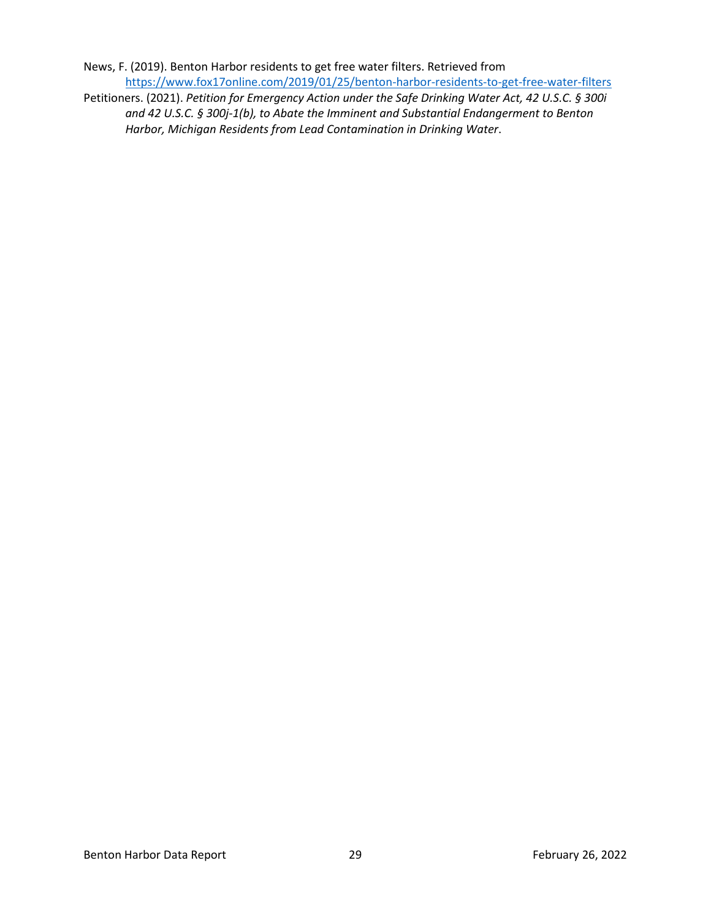News, F. (2019). Benton Harbor residents to get free water filters. Retrieved from https://www.fox17online.com/2019/01/25/benton-harbor-residents-to-get-free-water-filters

Petitioners. (2021). *Petition for Emergency Action under the Safe Drinking Water Act, 42 U.S.C. § 300i and 42 U.S.C. § 300j-1(b), to Abate the Imminent and Substantial Endangerment to Benton Harbor, Michigan Residents from Lead Contamination in Drinking Water*.